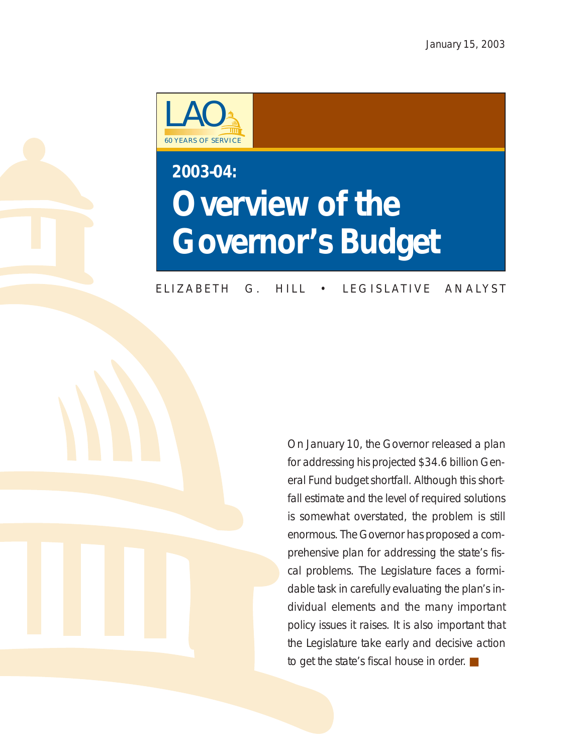January 15, 2003

LAO

60 YEARS OF SERVICE

## 2003-04:

# Overview of the Governor's Budget

ELIZABETH G. HILL • LEGISLATIVE ANALYST

On January 10, the Governor released a plan for addressing his projected $34.6 billion General Fund budget shortfall. Although this shortfall estimate and the level of required solutions is somewhat overstated, the problem is still enormous. The Governor has proposed a comprehensive plan for addressing the state's fiscal problems. The Legislature faces a formidable task in carefully evaluating the plan's individual elements and the many important policy issues it raises. It is also important that the Legislature take early and decisive action to get the state's fiscal house in order. ■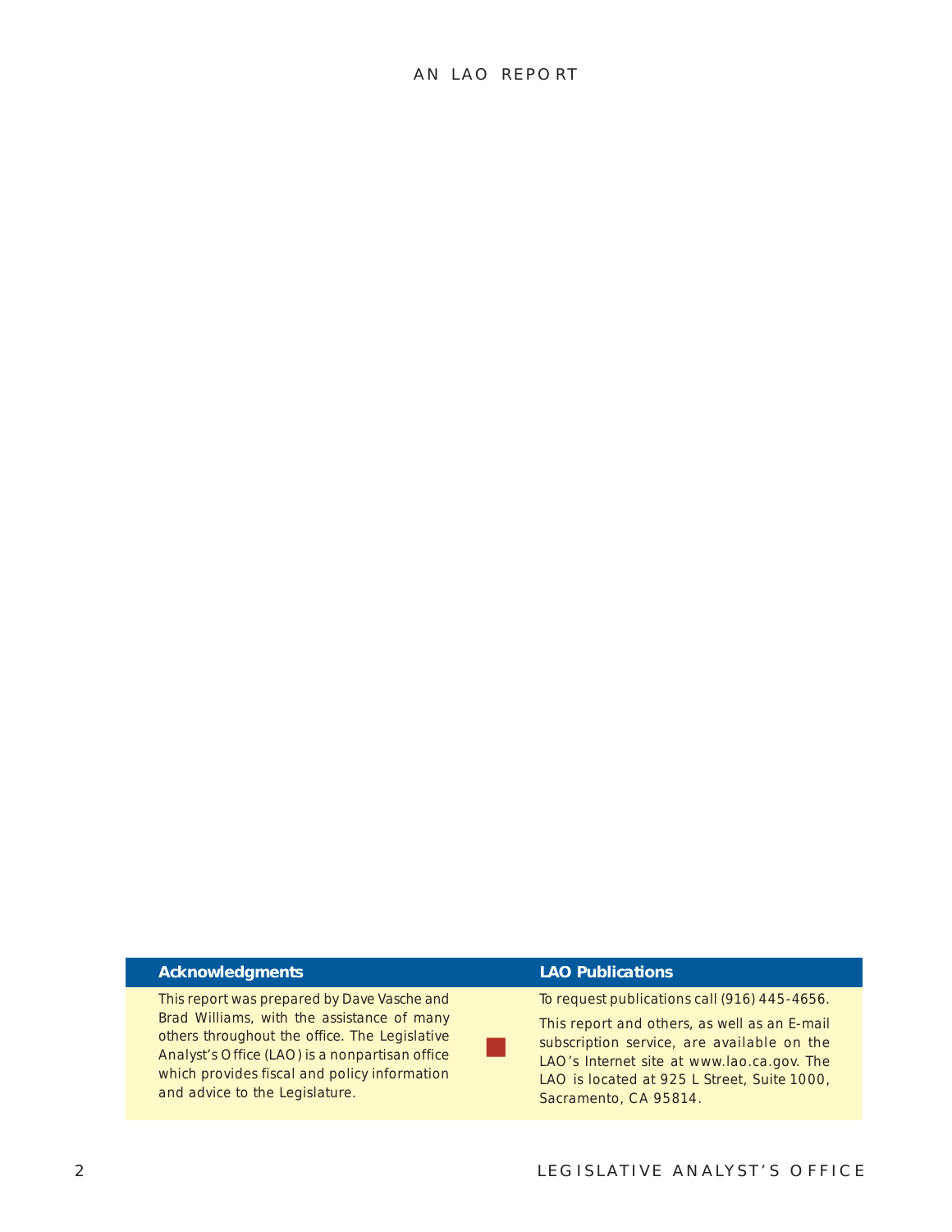## Acknowledgments

This report was prepared by Dave Vasche and Brad Williams, with the assistance of many others throughout the office. The Legislative Analyst's Office (LAO) is a nonpartisan office which provides fiscal and policy information and advice to the Legislature.

## LAO Publications

To request publications call (916) 445-4656.

This report and others, as well as an E-mail subscription service, are available on the LAO's Internet site at www.lao.ca.gov. The LAO is located at 925 L Street, Suite 1000, Sacramento, CA 95814.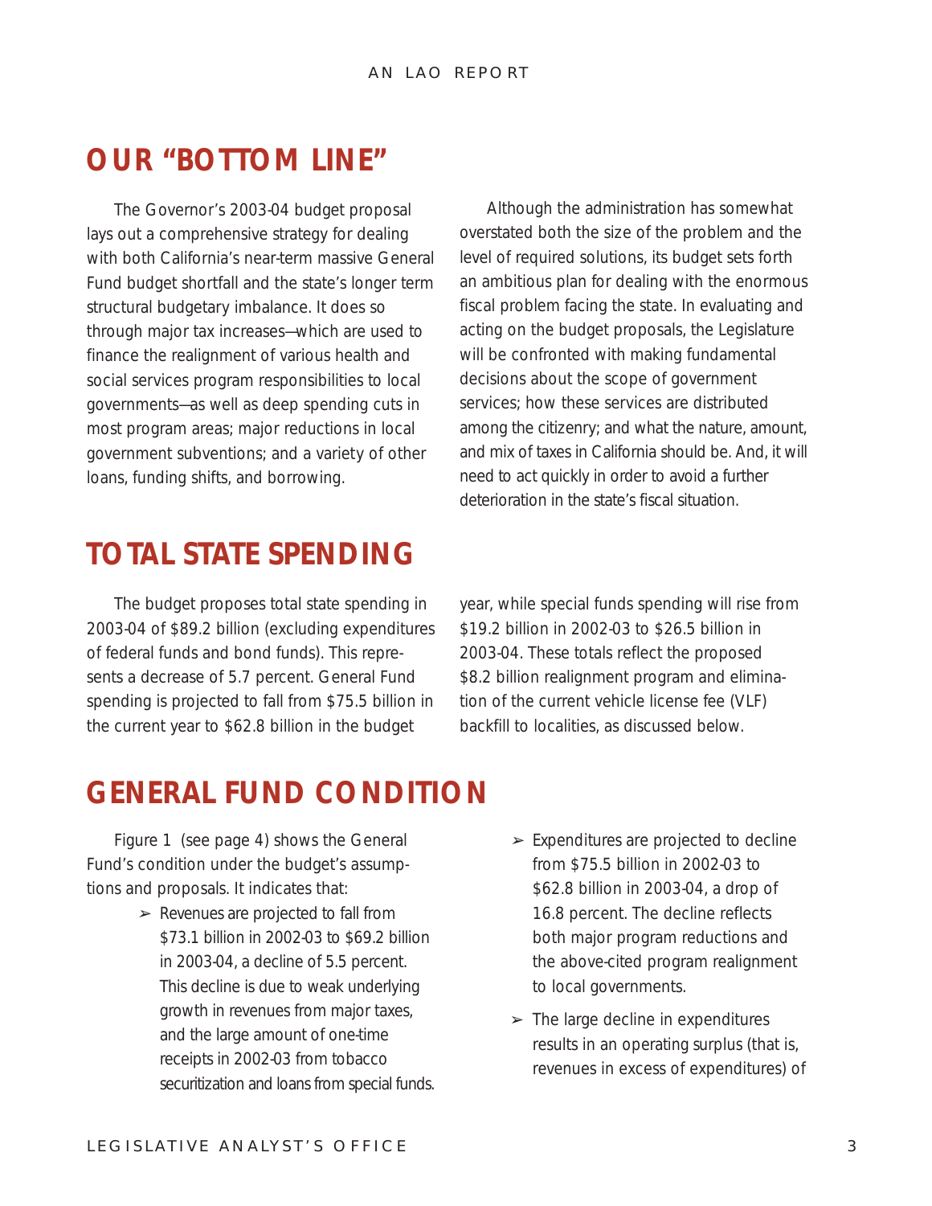## OUR "BOTTOM LINE"

The Governor's 2003-04 budget proposal lays out a comprehensive strategy for dealing with both California's near-term massive General Fund budget shortfall and the state's longer term structural budgetary imbalance. It does so through major tax increases—which are used to finance the realignment of various health and social services program responsibilities to local governments—as well as deep spending cuts in most program areas; major reductions in local government subventions; and a variety of other loans, funding shifts, and borrowing.

Although the administration has somewhat overstated both the size of the problem and the level of required solutions, its budget sets forth an ambitious plan for dealing with the enormous fiscal problem facing the state. In evaluating and acting on the budget proposals, the Legislature will be confronted with making fundamental decisions about the scope of government services; how these services are distributed among the citizenry; and what the nature, amount, and mix of taxes in California should be. And, it will need to act quickly in order to avoid a further deterioration in the state's fiscal situation.

## TOTAL STATE SPENDING

The budget proposes total state spending in 2003-04 of $89.2 billion (excluding expenditures of federal funds and bond funds). This represents a decrease of 5.7 percent. General Fund spending is projected to fall from $75.5 billion in the current year to $62.8 billion in the budget year, while special funds spending will rise from $19.2 billion in 2002-03 to $26.5 billion in 2003-04. These totals reflect the proposed $8.2 billion realignment program and elimination of the current vehicle license fee (VLF) backfill to localities, as discussed below.

## GENERAL FUND CONDITION

Figure 1 (see page 4) shows the General Fund's condition under the budget's assumptions and proposals. It indicates that:

- Revenues are projected to fall from $73.1 billion in 2002-03 to $69.2 billion in 2003-04, a decline of 5.5 percent. This decline is due to weak underlying growth in revenues from major taxes, and the large amount of one-time receipts in 2002-03 from tobacco securitization and loans from special funds.
- Expenditures are projected to decline from $75.5 billion in 2002-03 to $62.8 billion in 2003-04, a drop of 16.8 percent. The decline reflects both major program reductions and the above-cited program realignment to local governments.
- The large decline in expenditures results in an operating surplus (that is, revenues in excess of expenditures) of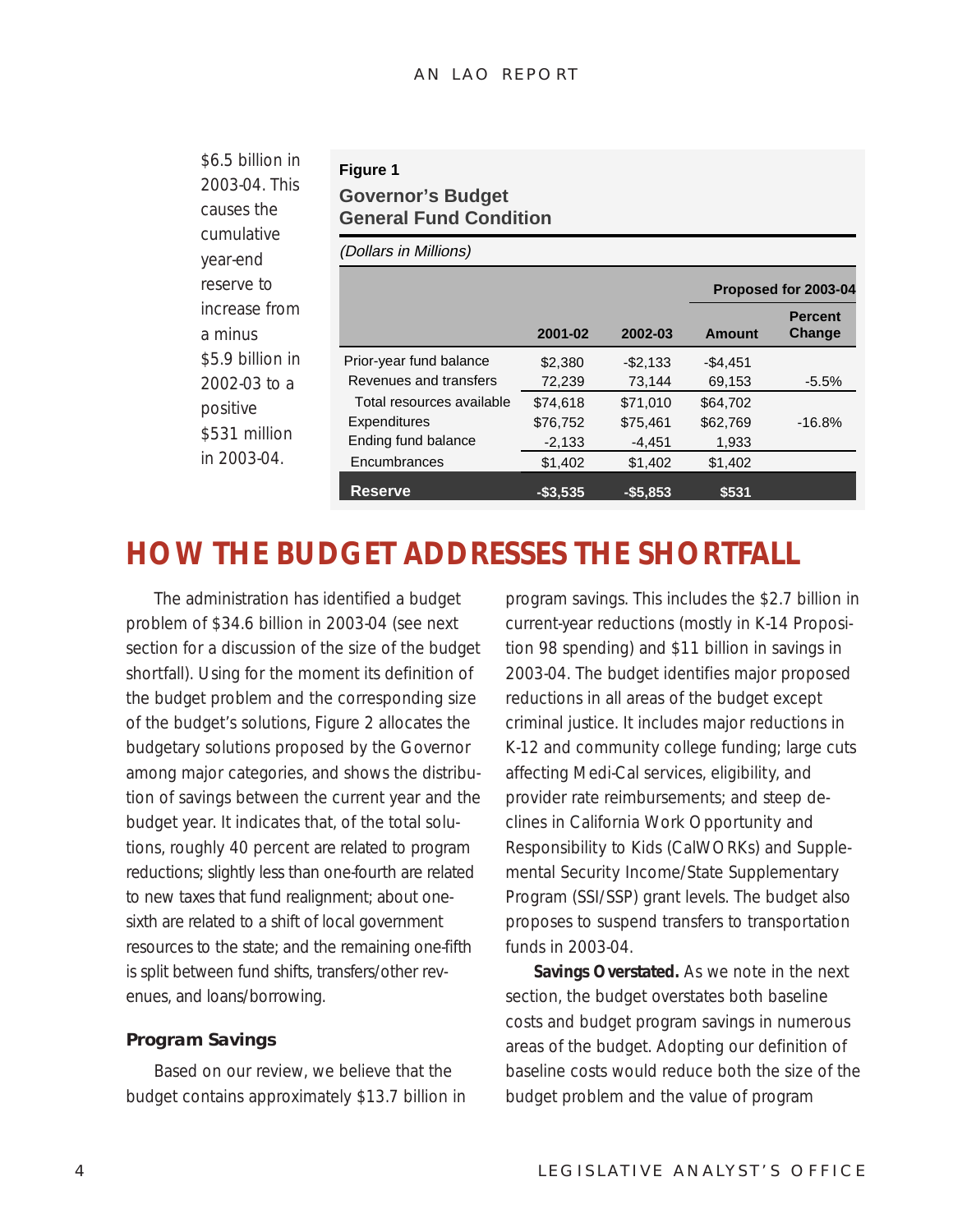$6.5 billion in 2003-04. This causes the cumulative year-end reserve to increase from a minus $5.9 billion in 2002-03 to a positive $531 million in 2003-04.

**Figure 1**

**Governor's Budget General Fund Condition**

*(Dollars in Millions)*

| | | | Proposed for 2003-04 | |
|---|---|---|---|---|
| | 2001-02 | 2002-03 | Amount | Percent Change |
| Prior-year fund balance | $2,380 | -$2,133 | -$4,451 | |
| Revenues and transfers | 72,239 | 73,144 | 69,153 | -5.5% |
| Total resources available | $74,618 | $71,010 | $64,702 | |
| Expenditures | $76,752 | $75,461 | $62,769 | -16.8% |
| Ending fund balance | -2,133 | -4,451 | 1,933 | |
| Encumbrances | $1,402 | $1,402 | $1,402 | |
| **Reserve** | **-$3,535** | **-$5,853** | **$531** | |

## HOW THE BUDGET ADDRESSES THE SHORTFALL

The administration has identified a budget problem of $34.6 billion in 2003-04 (see next section for a discussion of the size of the budget shortfall). Using for the moment its definition of the budget problem and the corresponding size of the budget's solutions, Figure 2 allocates the budgetary solutions proposed by the Governor among major categories, and shows the distribution of savings between the current year and the budget year. It indicates that, of the total solutions, roughly 40 percent are related to program reductions; slightly less than one-fourth are related to new taxes that fund realignment; about one-sixth are related to a shift of local government resources to the state; and the remaining one-fifth is split between fund shifts, transfers/other revenues, and loans/borrowing.

### Program Savings

Based on our review, we believe that the budget contains approximately $13.7 billion in program savings. This includes the $2.7 billion in current-year reductions (mostly in K-14 Proposition 98 spending) and $11 billion in savings in 2003-04. The budget identifies major proposed reductions in all areas of the budget except criminal justice. It includes major reductions in K-12 and community college funding; large cuts affecting Medi-Cal services, eligibility, and provider rate reimbursements; and steep declines in California Work Opportunity and Responsibility to Kids (CalWORKs) and Supplemental Security Income/State Supplementary Program (SSI/SSP) grant levels. The budget also proposes to suspend transfers to transportation funds in 2003-04.

**Savings Overstated.** As we note in the next section, the budget overstates both baseline costs and budget program savings in numerous areas of the budget. Adopting our definition of baseline costs would reduce both the size of the budget problem and the value of program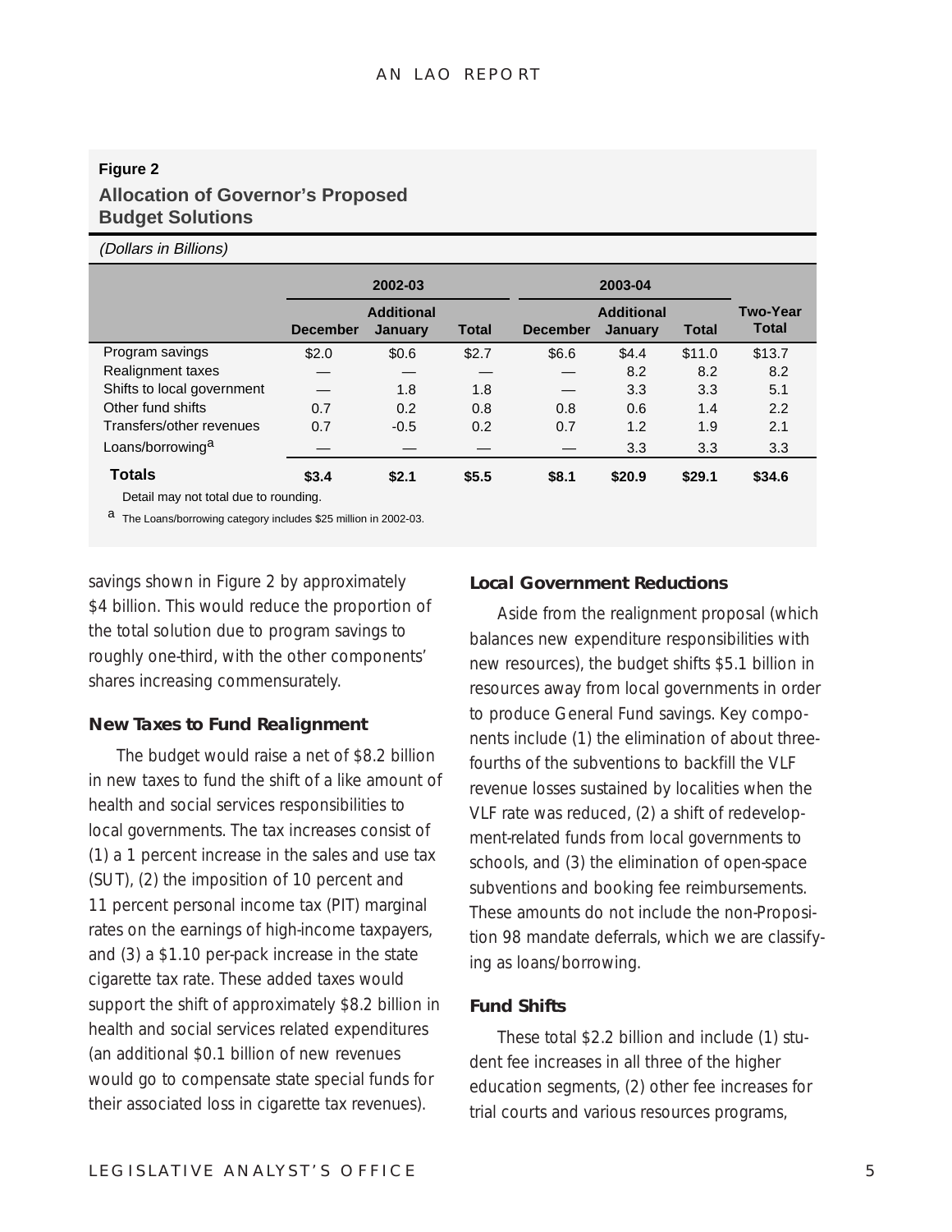**Figure 2**

**Allocation of Governor's Proposed Budget Solutions**

*(Dollars in Billions)*

| | 2002-03 | | | 2003-04 | | | |
|---|---|---|---|---|---|---|---|
| | December | Additional January | Total | December | Additional January | Total | Two-Year Total |
| Program savings | $2.0 | $0.6 | $2.7 | $6.6 | $4.4 | $11.0 | $13.7 |
| Realignment taxes | — | — | — | — | 8.2 | 8.2 | 8.2 |
| Shifts to local government | — | 1.8 | 1.8 | — | 3.3 | 3.3 | 5.1 |
| Other fund shifts | 0.7 | 0.2 | 0.8 | 0.8 | 0.6 | 1.4 | 2.2 |
| Transfers/other revenues | 0.7 | -0.5 | 0.2 | 0.7 | 1.2 | 1.9 | 2.1 |
| Loans/borrowing[a] | — | — | — | — | 3.3 | 3.3 | 3.3 |
| **Totals** | **$3.4** | **$2.1** | **$5.5** | **$8.1** | **$20.9** | **$29.1** | **$34.6** |

Detail may not total due to rounding.

[a] The Loans/borrowing category includes $25 million in 2002-03.

savings shown in Figure 2 by approximately $4 billion. This would reduce the proportion of the total solution due to program savings to roughly one-third, with the other components' shares increasing commensurately.

### New Taxes to Fund Realignment

The budget would raise a net of $8.2 billion in new taxes to fund the shift of a like amount of health and social services responsibilities to local governments. The tax increases consist of (1) a 1 percent increase in the sales and use tax (SUT), (2) the imposition of 10 percent and 11 percent personal income tax (PIT) marginal rates on the earnings of high-income taxpayers, and (3) a $1.10 per-pack increase in the state cigarette tax rate. These added taxes would support the shift of approximately $8.2 billion in health and social services related expenditures (an additional $0.1 billion of new revenues would go to compensate state special funds for their associated loss in cigarette tax revenues).

### Local Government Reductions

Aside from the realignment proposal (which balances new expenditure responsibilities with new resources), the budget shifts $5.1 billion in resources away from local governments in order to produce General Fund savings. Key components include (1) the elimination of about three-fourths of the subventions to backfill the VLF revenue losses sustained by localities when the VLF rate was reduced, (2) a shift of redevelopment-related funds from local governments to schools, and (3) the elimination of open-space subventions and booking fee reimbursements. These amounts do not include the non-Proposition 98 mandate deferrals, which we are classifying as loans/borrowing.

### Fund Shifts

These total $2.2 billion and include (1) student fee increases in all three of the higher education segments, (2) other fee increases for trial courts and various resources programs,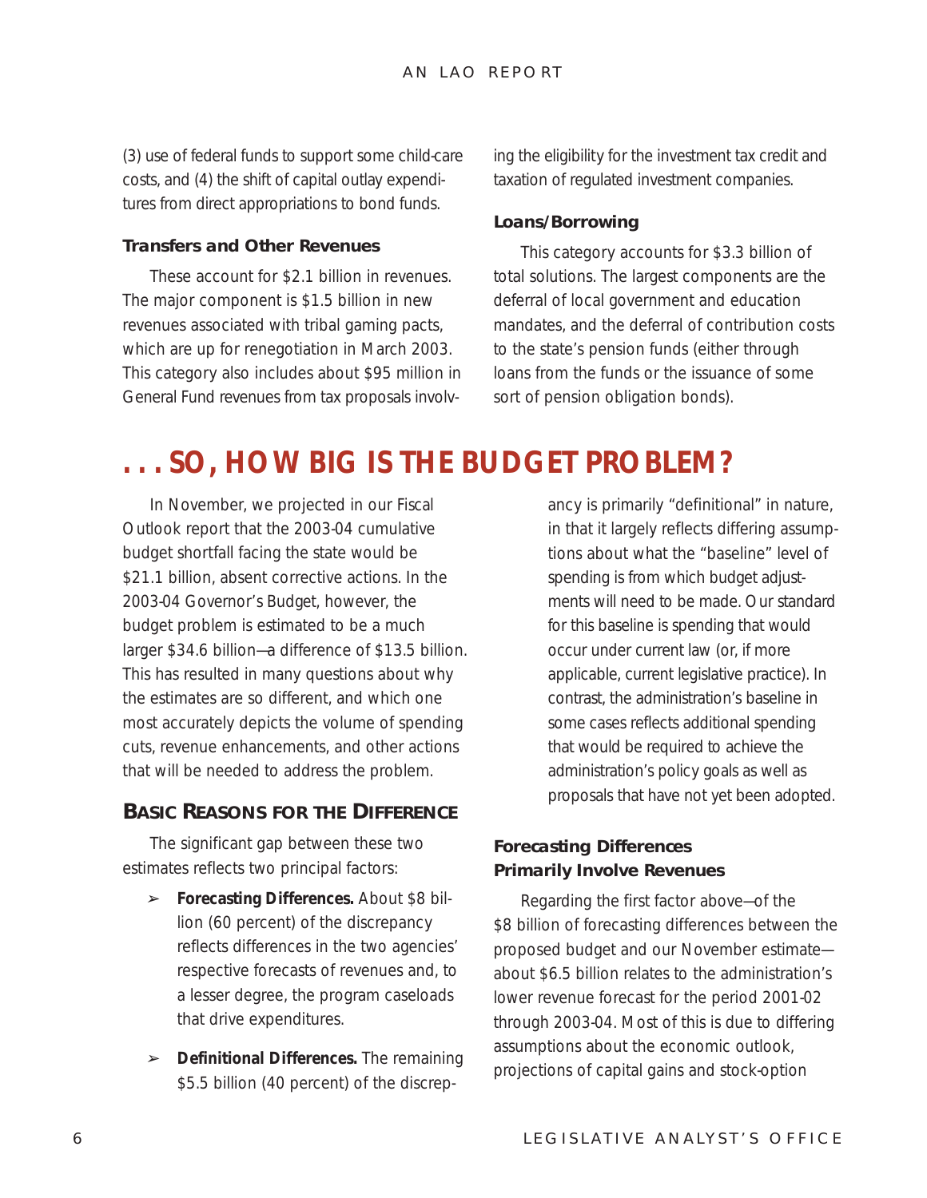(3) use of federal funds to support some child-care costs, and (4) the shift of capital outlay expenditures from direct appropriations to bond funds.

**Transfers and Other Revenues**

These account for $2.1 billion in revenues. The major component is $1.5 billion in new revenues associated with tribal gaming pacts, which are up for renegotiation in March 2003. This category also includes about $95 million in General Fund revenues from tax proposals involving the eligibility for the investment tax credit and taxation of regulated investment companies.

**Loans/Borrowing**

This category accounts for $3.3 billion of total solutions. The largest components are the deferral of local government and education mandates, and the deferral of contribution costs to the state's pension funds (either through loans from the funds or the issuance of some sort of pension obligation bonds).

# . . . SO, HOW BIG IS THE BUDGET PROBLEM?

In November, we projected in our Fiscal Outlook report that the 2003-04 cumulative budget shortfall facing the state would be $21.1 billion, absent corrective actions. In the 2003-04 Governor's Budget, however, the budget problem is estimated to be a much larger $34.6 billion—a difference of $13.5 billion. This has resulted in many questions about why the estimates are so different, and which one most accurately depicts the volume of spending cuts, revenue enhancements, and other actions that will be needed to address the problem.

## Basic Reasons for the Difference

The significant gap between these two estimates reflects two principal factors:

- **Forecasting Differences.** About $8 billion (60 percent) of the discrepancy reflects differences in the two agencies' respective forecasts of revenues and, to a lesser degree, the program caseloads that drive expenditures.
- **Definitional Differences.** The remaining $5.5 billion (40 percent) of the discrepancy is primarily "definitional" in nature, in that it largely reflects differing assumptions about what the "baseline" level of spending is from which budget adjustments will need to be made. Our standard for this baseline is spending that would occur under current law (or, if more applicable, current legislative practice). In contrast, the administration's baseline in some cases reflects additional spending that would be required to achieve the administration's policy goals as well as proposals that have not yet been adopted.

**Forecasting Differences Primarily Involve Revenues**

Regarding the first factor above—of the $8 billion of forecasting differences between the proposed budget and our November estimate—about $6.5 billion relates to the administration's lower revenue forecast for the period 2001-02 through 2003-04. Most of this is due to differing assumptions about the economic outlook, projections of capital gains and stock-option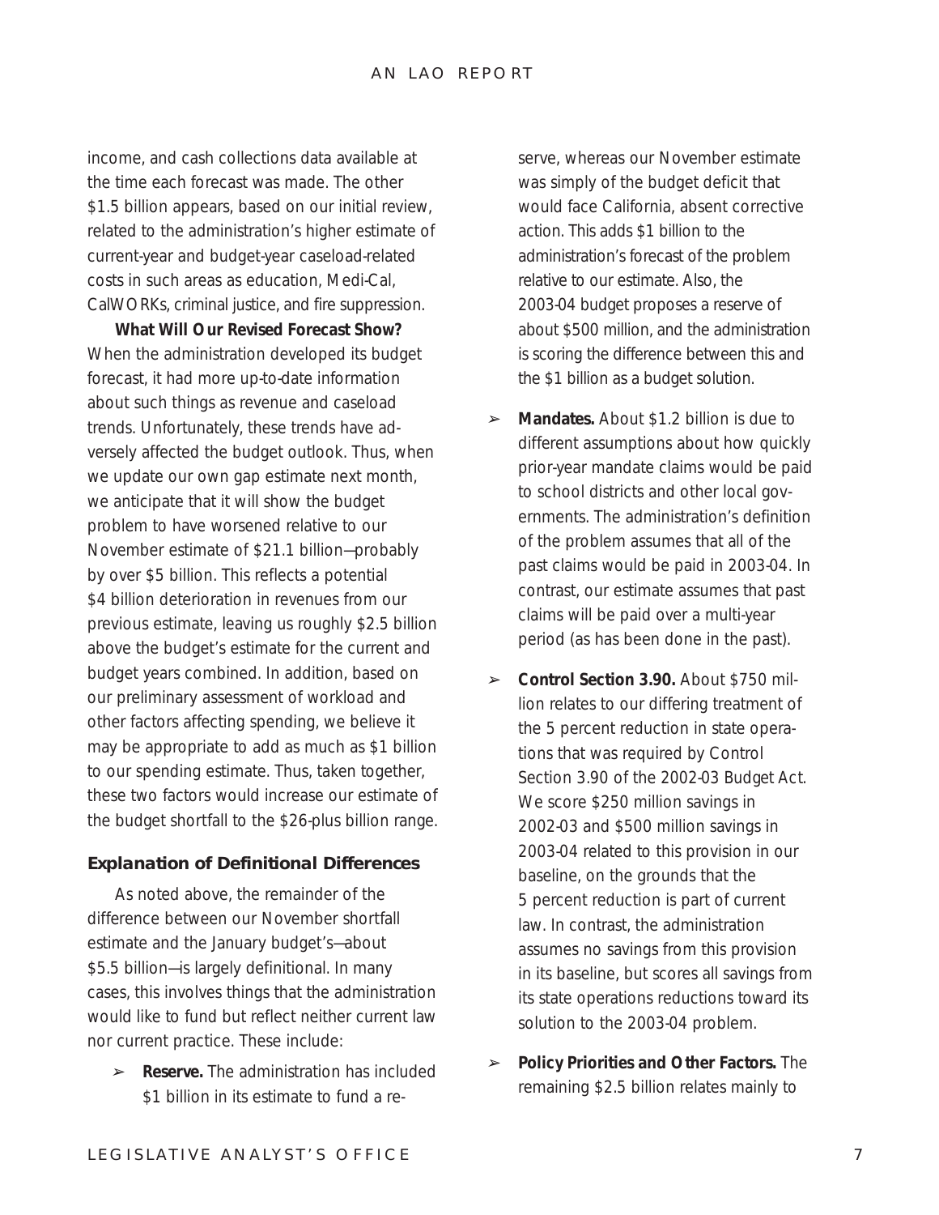income, and cash collections data available at the time each forecast was made. The other $1.5 billion appears, based on our initial review, related to the administration's higher estimate of current-year and budget-year caseload-related costs in such areas as education, Medi-Cal, CalWORKs, criminal justice, and fire suppression.

**What Will Our Revised Forecast Show?** When the administration developed its budget forecast, it had more up-to-date information about such things as revenue and caseload trends. Unfortunately, these trends have adversely affected the budget outlook. Thus, when we update our own gap estimate next month, we anticipate that it will show the budget problem to have worsened relative to our November estimate of $21.1 billion—probably by over $5 billion. This reflects a potential $4 billion deterioration in revenues from our previous estimate, leaving us roughly $2.5 billion above the budget's estimate for the current and budget years combined. In addition, based on our preliminary assessment of workload and other factors affecting spending, we believe it may be appropriate to add as much as $1 billion to our spending estimate. Thus, taken together, these two factors would increase our estimate of the budget shortfall to the $26-plus billion range.

### Explanation of Definitional Differences

As noted above, the remainder of the difference between our November shortfall estimate and the January budget's—about $5.5 billion—is largely definitional. In many cases, this involves things that the administration would like to fund but reflect neither current law nor current practice. These include:

- **Reserve.** The administration has included $1 billion in its estimate to fund a reserve, whereas our November estimate was simply of the budget deficit that would face California, absent corrective action. This adds $1 billion to the administration's forecast of the problem relative to our estimate. Also, the 2003-04 budget proposes a reserve of about $500 million, and the administration is scoring the difference between this and the $1 billion as a budget solution.
- **Mandates.** About $1.2 billion is due to different assumptions about how quickly prior-year mandate claims would be paid to school districts and other local governments. The administration's definition of the problem assumes that all of the past claims would be paid in 2003-04. In contrast, our estimate assumes that past claims will be paid over a multi-year period (as has been done in the past).
- **Control Section 3.90.** About $750 million relates to our differing treatment of the 5 percent reduction in state operations that was required by Control Section 3.90 of the 2002-03 Budget Act. We score $250 million savings in 2002-03 and $500 million savings in 2003-04 related to this provision in our baseline, on the grounds that the 5 percent reduction is part of current law. In contrast, the administration assumes no savings from this provision in its baseline, but scores all savings from its state operations reductions toward its solution to the 2003-04 problem.
- **Policy Priorities and Other Factors.** The remaining $2.5 billion relates mainly to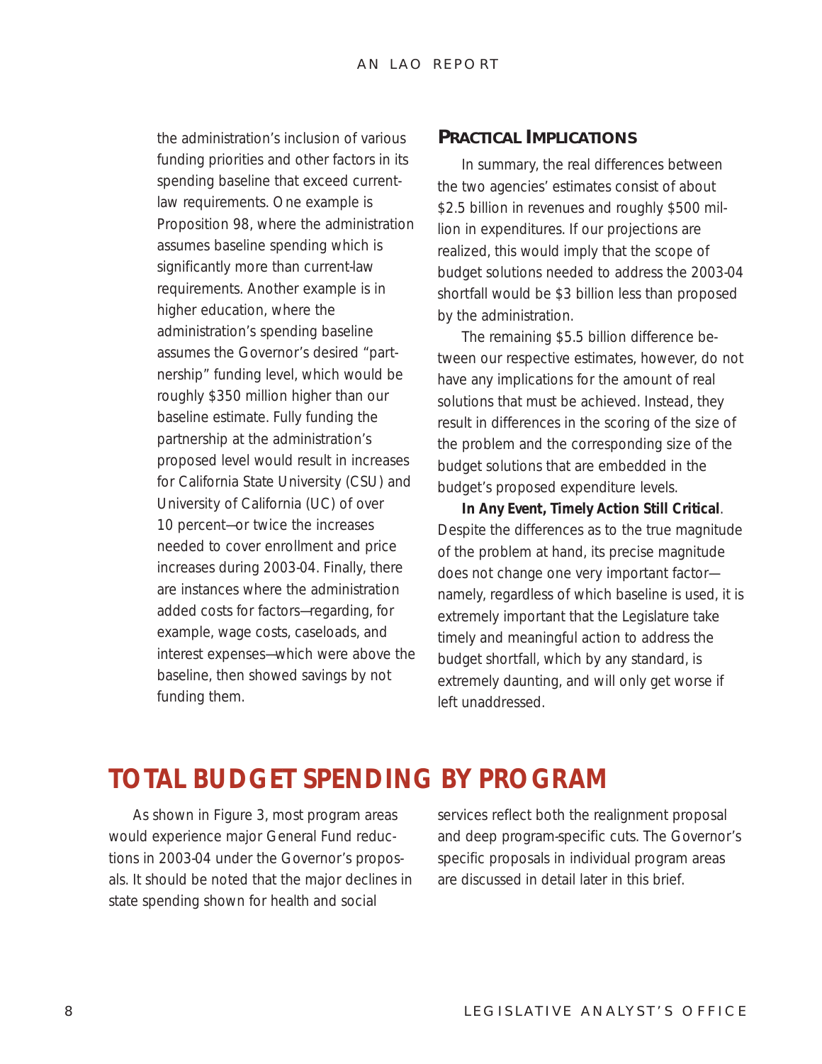the administration's inclusion of various funding priorities and other factors in its spending baseline that exceed current-law requirements. One example is Proposition 98, where the administration assumes baseline spending which is significantly more than current-law requirements. Another example is in higher education, where the administration's spending baseline assumes the Governor's desired "partnership" funding level, which would be roughly $350 million higher than our baseline estimate. Fully funding the partnership at the administration's proposed level would result in increases for California State University (CSU) and University of California (UC) of over 10 percent—or twice the increases needed to cover enrollment and price increases during 2003-04. Finally, there are instances where the administration added costs for factors—regarding, for example, wage costs, caseloads, and interest expenses—which were above the baseline, then showed savings by not funding them.

### PRACTICAL IMPLICATIONS

In summary, the real differences between the two agencies' estimates consist of about $2.5 billion in revenues and roughly $500 million in expenditures. If our projections are realized, this would imply that the scope of budget solutions needed to address the 2003-04 shortfall would be $3 billion less than proposed by the administration.

The remaining $5.5 billion difference between our respective estimates, however, do not have any implications for the amount of real solutions that must be achieved. Instead, they result in differences in the scoring of the size of the problem and the corresponding size of the budget solutions that are embedded in the budget's proposed expenditure levels.

**In Any Event, Timely Action Still Critical**. Despite the differences as to the true magnitude of the problem at hand, its precise magnitude does not change one very important factor—namely, regardless of which baseline is used, it is extremely important that the Legislature take timely and meaningful action to address the budget shortfall, which by any standard, is extremely daunting, and will only get worse if left unaddressed.

## TOTAL BUDGET SPENDING BY PROGRAM

As shown in Figure 3, most program areas would experience major General Fund reductions in 2003-04 under the Governor's proposals. It should be noted that the major declines in state spending shown for health and social services reflect both the realignment proposal and deep program-specific cuts. The Governor's specific proposals in individual program areas are discussed in detail later in this brief.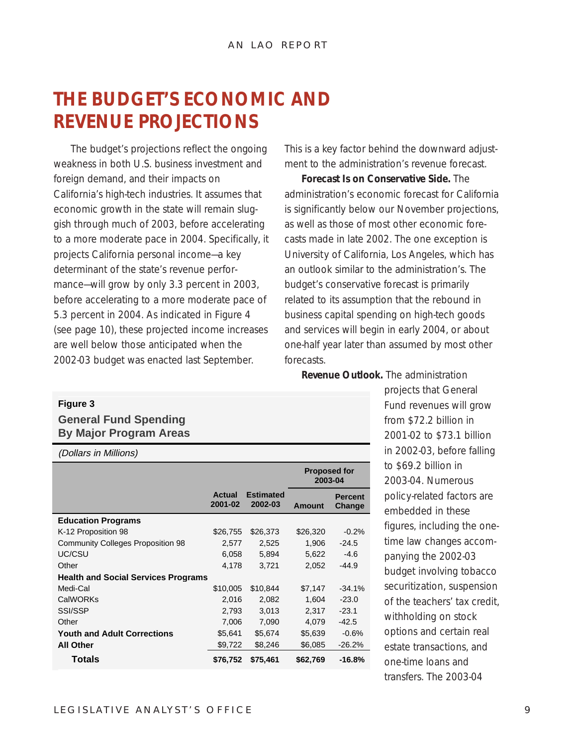# THE BUDGET'S ECONOMIC AND REVENUE PROJECTIONS

The budget's projections reflect the ongoing weakness in both U.S. business investment and foreign demand, and their impacts on California's high-tech industries. It assumes that economic growth in the state will remain sluggish through much of 2003, before accelerating to a more moderate pace in 2004. Specifically, it projects California personal income—a key determinant of the state's revenue performance—will grow by only 3.3 percent in 2003, before accelerating to a more moderate pace of 5.3 percent in 2004. As indicated in Figure 4 (see page 10), these projected income increases are well below those anticipated when the 2002-03 budget was enacted last September. This is a key factor behind the downward adjustment to the administration's revenue forecast.

**Forecast Is on Conservative Side.** The administration's economic forecast for California is significantly below our November projections, as well as those of most other economic forecasts made in late 2002. The one exception is University of California, Los Angeles, which has an outlook similar to the administration's. The budget's conservative forecast is primarily related to its assumption that the rebound in business capital spending on high-tech goods and services will begin in early 2004, or about one-half year later than assumed by most other forecasts.

**Revenue Outlook.** The administration projects that General Fund revenues will grow from $72.2 billion in 2001-02 to $73.1 billion in 2002-03, before falling to $69.2 billion in 2003-04. Numerous policy-related factors are embedded in these figures, including the one-time law changes accompanying the 2002-03 budget involving tobacco securitization, suspension of the teachers' tax credit, withholding on stock options and certain real estate transactions, and one-time loans and transfers. The 2003-04

**Figure 3**

**General Fund Spending By Major Program Areas**

*(Dollars in Millions)*

| | Actual 2001-02 | Estimated 2002-03 | Proposed for 2003-04 | |
|---|---|---|---|---|
| | | | Amount | Percent Change |
| **Education Programs** | | | | |
| K-12 Proposition 98 | $26,755 | $26,373 | $26,320 | -0.2% |
| Community Colleges Proposition 98 | 2,577 | 2,525 | 1,906 | -24.5 |
| UC/CSU | 6,058 | 5,894 | 5,622 | -4.6 |
| Other | 4,178 | 3,721 | 2,052 | -44.9 |
| **Health and Social Services Programs** | | | | |
| Medi-Cal | $10,005 | $10,844 | $7,147 | -34.1% |
| CalWORKs | 2,016 | 2,082 | 1,604 | -23.0 |
| SSI/SSP | 2,793 | 3,013 | 2,317 | -23.1 |
| Other | 7,006 | 7,090 | 4,079 | -42.5 |
| **Youth and Adult Corrections** | $5,641 | $5,674 | $5,639 | -0.6% |
| **All Other** | $9,722 | $8,246 | $6,085 | -26.2% |
| **Totals** | **$76,752** | **$75,461** | **$62,769** | **-16.8%** |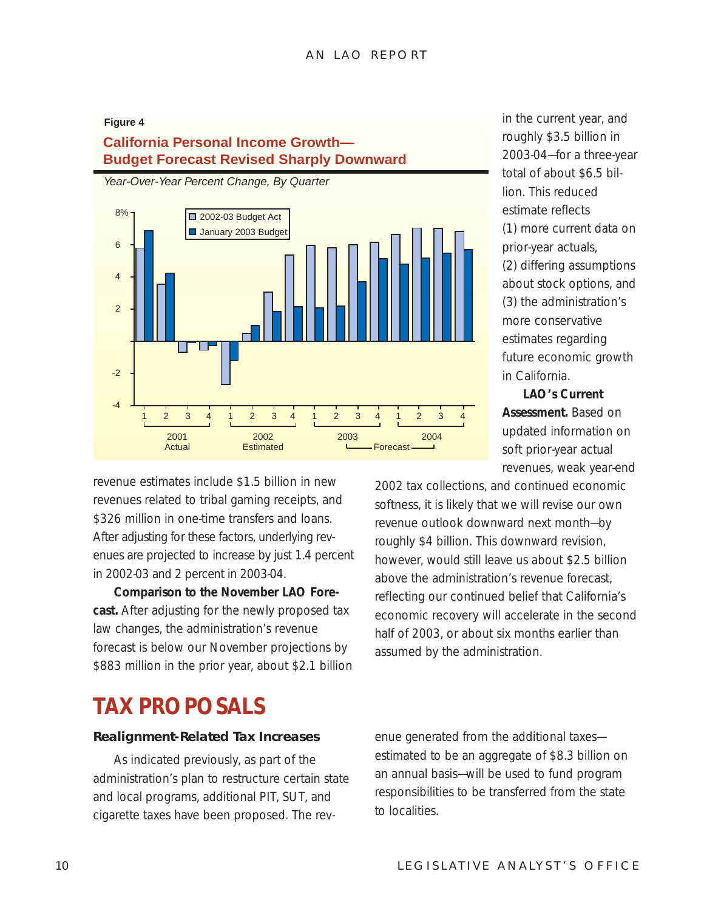**Figure 4**

**California Personal Income Growth— Budget Forecast Revised Sharply Downward**

*Year-Over-Year Percent Change, By Quarter*

revenue estimates include $1.5 billion in new revenues related to tribal gaming receipts, and $326 million in one-time transfers and loans. After adjusting for these factors, underlying revenues are projected to increase by just 1.4 percent in 2002-03 and 2 percent in 2003-04.

**Comparison to the November LAO Forecast.** After adjusting for the newly proposed tax law changes, the administration's revenue forecast is below our November projections by $883 million in the prior year, about $2.1 billion in the current year, and roughly $3.5 billion in 2003-04—for a three-year total of about $6.5 billion. This reduced estimate reflects (1) more current data on prior-year actuals, (2) differing assumptions about stock options, and (3) the administration's more conservative estimates regarding future economic growth in California.

**LAO's Current Assessment.** Based on updated information on soft prior-year actual revenues, weak year-end 2002 tax collections, and continued economic softness, it is likely that we will revise our own revenue outlook downward next month—by roughly $4 billion. This downward revision, however, would still leave us about $2.5 billion above the administration's revenue forecast, reflecting our continued belief that California's economic recovery will accelerate in the second half of 2003, or about six months earlier than assumed by the administration.

# TAX PROPOSALS

### Realignment-Related Tax Increases

As indicated previously, as part of the administration's plan to restructure certain state and local programs, additional PIT, SUT, and cigarette taxes have been proposed. The revenue generated from the additional taxes—estimated to be an aggregate of $8.3 billion on an annual basis—will be used to fund program responsibilities to be transferred from the state to localities.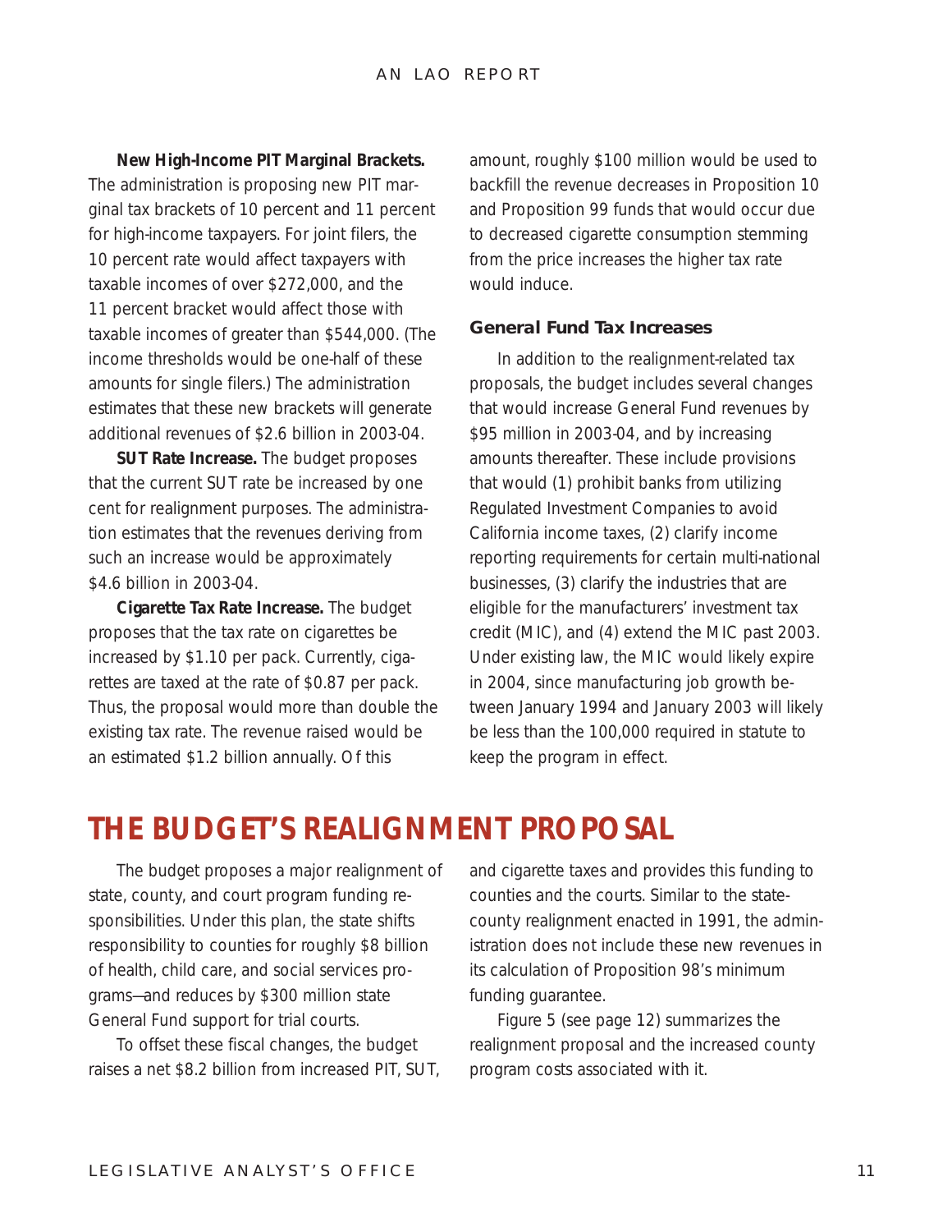**New High-Income PIT Marginal Brackets.** The administration is proposing new PIT marginal tax brackets of 10 percent and 11 percent for high-income taxpayers. For joint filers, the 10 percent rate would affect taxpayers with taxable incomes of over $272,000, and the 11 percent bracket would affect those with taxable incomes of greater than $544,000. (The income thresholds would be one-half of these amounts for single filers.) The administration estimates that these new brackets will generate additional revenues of $2.6 billion in 2003-04.

**SUT Rate Increase.** The budget proposes that the current SUT rate be increased by one cent for realignment purposes. The administration estimates that the revenues deriving from such an increase would be approximately $4.6 billion in 2003-04.

**Cigarette Tax Rate Increase.** The budget proposes that the tax rate on cigarettes be increased by $1.10 per pack. Currently, cigarettes are taxed at the rate of $0.87 per pack. Thus, the proposal would more than double the existing tax rate. The revenue raised would be an estimated $1.2 billion annually. Of this amount, roughly $100 million would be used to backfill the revenue decreases in Proposition 10 and Proposition 99 funds that would occur due to decreased cigarette consumption stemming from the price increases the higher tax rate would induce.

### General Fund Tax Increases

In addition to the realignment-related tax proposals, the budget includes several changes that would increase General Fund revenues by $95 million in 2003-04, and by increasing amounts thereafter. These include provisions that would (1) prohibit banks from utilizing Regulated Investment Companies to avoid California income taxes, (2) clarify income reporting requirements for certain multi-national businesses, (3) clarify the industries that are eligible for the manufacturers' investment tax credit (MIC), and (4) extend the MIC past 2003. Under existing law, the MIC would likely expire in 2004, since manufacturing job growth between January 1994 and January 2003 will likely be less than the 100,000 required in statute to keep the program in effect.

## THE BUDGET'S REALIGNMENT PROPOSAL

The budget proposes a major realignment of state, county, and court program funding responsibilities. Under this plan, the state shifts responsibility to counties for roughly $8 billion of health, child care, and social services programs—and reduces by $300 million state General Fund support for trial courts.

To offset these fiscal changes, the budget raises a net $8.2 billion from increased PIT, SUT, and cigarette taxes and provides this funding to counties and the courts. Similar to the state-county realignment enacted in 1991, the administration does not include these new revenues in its calculation of Proposition 98's minimum funding guarantee.

Figure 5 (see page 12) summarizes the realignment proposal and the increased county program costs associated with it.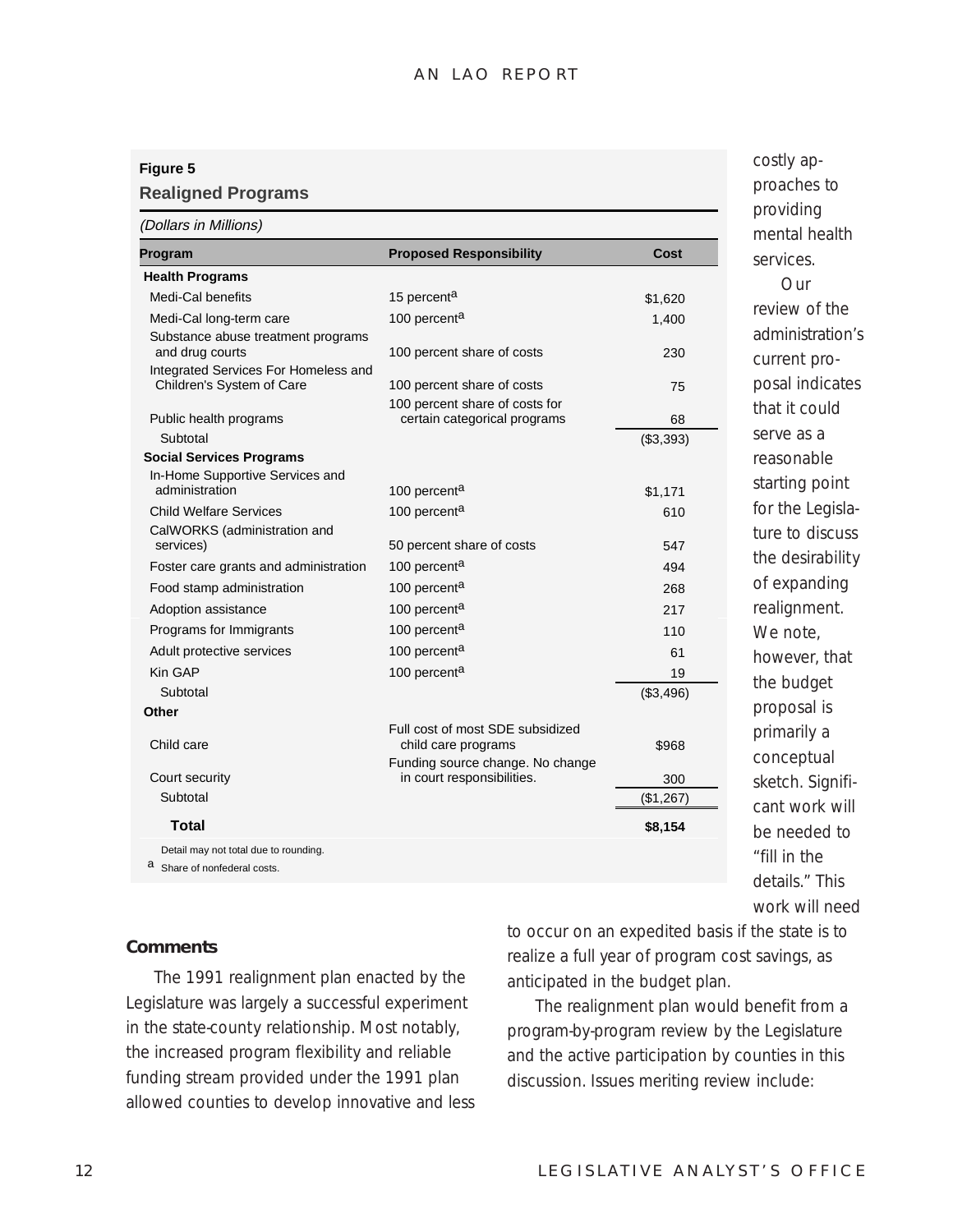**Figure 5**

**Realigned Programs**

*(Dollars in Millions)*

| Program | Proposed Responsibility | Cost |
|---|---|---|
| **Health Programs** | | |
| Medi-Cal benefits | 15 percent[a] | $1,620 |
| Medi-Cal long-term care | 100 percent[a] | 1,400 |
| Substance abuse treatment programs and drug courts | 100 percent share of costs | 230 |
| Integrated Services For Homeless and Children's System of Care | 100 percent share of costs | 75 |
| Public health programs | 100 percent share of costs for certain categorical programs | 68 |
| Subtotal | | ($3,393) |
| **Social Services Programs** | | |
| In-Home Supportive Services and administration | 100 percent[a] | $1,171 |
| Child Welfare Services | 100 percent[a] | 610 |
| CalWORKS (administration and services) | 50 percent share of costs | 547 |
| Foster care grants and administration | 100 percent[a] | 494 |
| Food stamp administration | 100 percent[a] | 268 |
| Adoption assistance | 100 percent[a] | 217 |
| Programs for Immigrants | 100 percent[a] | 110 |
| Adult protective services | 100 percent[a] | 61 |
| Kin GAP | 100 percent[a] | 19 |
| Subtotal | | ($3,496) |
| **Other** | | |
| Child care | Full cost of most SDE subsidized child care programs | $968 |
| Court security | Funding source change. No change in court responsibilities. | 300 |
| Subtotal | | ($1,267) |
| **Total** | | **$8,154** |

Detail may not total due to rounding.

[a] Share of nonfederal costs.

### Comments

The 1991 realignment plan enacted by the Legislature was largely a successful experiment in the state-county relationship. Most notably, the increased program flexibility and reliable funding stream provided under the 1991 plan allowed counties to develop innovative and less costly approaches to providing mental health services.

Our review of the administration's current proposal indicates that it could serve as a reasonable starting point for the Legislature to discuss the desirability of expanding realignment. We note, however, that the budget proposal is primarily a conceptual sketch. Significant work will be needed to "fill in the details." This work will need to occur on an expedited basis if the state is to realize a full year of program cost savings, as anticipated in the budget plan.

The realignment plan would benefit from a program-by-program review by the Legislature and the active participation by counties in this discussion. Issues meriting review include: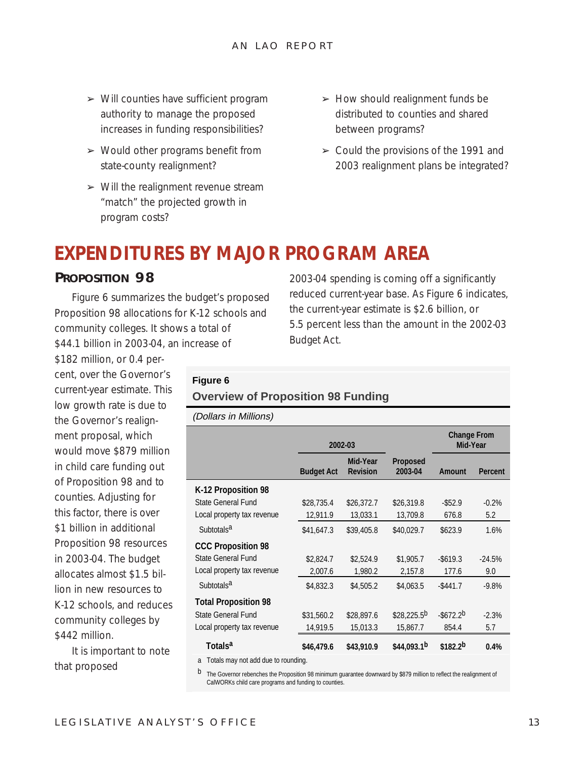- Will counties have sufficient program authority to manage the proposed increases in funding responsibilities?
- Would other programs benefit from state-county realignment?
- Will the realignment revenue stream "match" the projected growth in program costs?
- How should realignment funds be distributed to counties and shared between programs?
- Could the provisions of the 1991 and 2003 realignment plans be integrated?

# EXPENDITURES BY MAJOR PROGRAM AREA

## PROPOSITION 98

Figure 6 summarizes the budget's proposed Proposition 98 allocations for K-12 schools and community colleges. It shows a total of $44.1 billion in 2003-04, an increase of $182 million, or 0.4 percent, over the Governor's current-year estimate. This low growth rate is due to the Governor's realignment proposal, which would move $879 million in child care funding out of Proposition 98 and to counties. Adjusting for this factor, there is over $1 billion in additional Proposition 98 resources in 2003-04. The budget allocates almost $1.5 billion in new resources to K-12 schools, and reduces community colleges by $442 million.

It is important to note that proposed 2003-04 spending is coming off a significantly reduced current-year base. As Figure 6 indicates, the current-year estimate is $2.6 billion, or 5.5 percent less than the amount in the 2002-03 Budget Act.

**Figure 6**

**Overview of Proposition 98 Funding**

*(Dollars in Millions)*

| | 2002-03 | | | Change From Mid-Year | |
|---|---|---|---|---|---|
| | Budget Act | Mid-Year Revision | Proposed 2003-04 | Amount | Percent |
| **K-12 Proposition 98** | | | | | |
| State General Fund | $28,735.4 | $26,372.7 | $26,319.8 | -$52.9 | -0.2% |
| Local property tax revenue | 12,911.9 | 13,033.1 | 13,709.8 | 676.8 | 5.2 |
| Subtotals[a] | $41,647.3 | $39,405.8 | $40,029.7 | $623.9 | 1.6% |
| **CCC Proposition 98** | | | | | |
| State General Fund | $2,824.7 | $2,524.9 | $1,905.7 | -$619.3 | -24.5% |
| Local property tax revenue | 2,007.6 | 1,980.2 | 2,157.8 | 177.6 | 9.0 |
| Subtotals[a] | $4,832.3 | $4,505.2 | $4,063.5 | -$441.7 | -9.8% |
| **Total Proposition 98** | | | | | |
| State General Fund | $31,560.2 | $28,897.6 | $28,225.5[b] | -$672.2[b] | -2.3% |
| Local property tax revenue | 14,919.5 | 15,013.3 | 15,867.7 | 854.4 | 5.7 |
| **Totals[a]** | **$46,479.6** | **$43,910.9** | **$44,093.1[b]** | **$182.2[b]** | **0.4%** |

a Totals may not add due to rounding.

b The Governor rebenches the Proposition 98 minimum guarantee downward by $879 million to reflect the realignment of CalWORKs child care programs and funding to counties.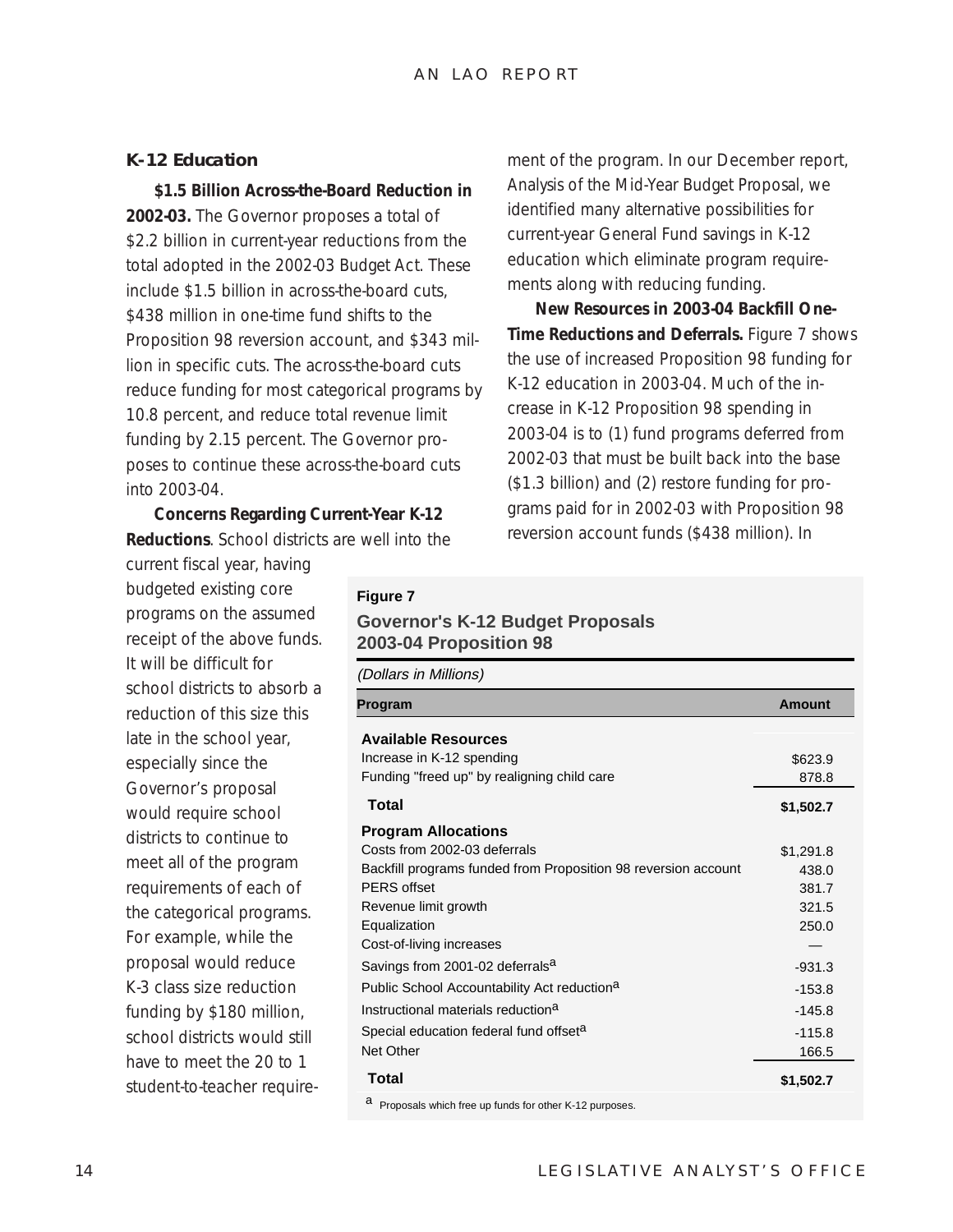### K-12 Education

**$1.5 Billion Across-the-Board Reduction in 2002-03.** The Governor proposes a total of $2.2 billion in current-year reductions from the total adopted in the 2002-03 Budget Act. These include $1.5 billion in across-the-board cuts, $438 million in one-time fund shifts to the Proposition 98 reversion account, and $343 million in specific cuts. The across-the-board cuts reduce funding for most categorical programs by 10.8 percent, and reduce total revenue limit funding by 2.15 percent. The Governor proposes to continue these across-the-board cuts into 2003-04.

**Concerns Regarding Current-Year K-12 Reductions**. School districts are well into the current fiscal year, having budgeted existing core programs on the assumed receipt of the above funds. It will be difficult for school districts to absorb a reduction of this size this late in the school year, especially since the Governor's proposal would require school districts to continue to meet all of the program requirements of each of the categorical programs. For example, while the proposal would reduce K-3 class size reduction funding by $180 million, school districts would still have to meet the 20 to 1 student-to-teacher requirement of the program. In our December report, Analysis of the Mid-Year Budget Proposal, we identified many alternative possibilities for current-year General Fund savings in K-12 education which eliminate program requirements along with reducing funding.

**New Resources in 2003-04 Backfill One-Time Reductions and Deferrals.** Figure 7 shows the use of increased Proposition 98 funding for K-12 education in 2003-04. Much of the increase in K-12 Proposition 98 spending in 2003-04 is to (1) fund programs deferred from 2002-03 that must be built back into the base ($1.3 billion) and (2) restore funding for programs paid for in 2002-03 with Proposition 98 reversion account funds ($438 million). In

**Figure 7**

**Governor's K-12 Budget Proposals 2003-04 Proposition 98**

*(Dollars in Millions)*

| Program | Amount |
|---|---|
| **Available Resources** | |
| Increase in K-12 spending | $623.9 |
| Funding "freed up" by realigning child care | 878.8 |
| **Total** | **$1,502.7** |
| **Program Allocations** | |
| Costs from 2002-03 deferrals | $1,291.8 |
| Backfill programs funded from Proposition 98 reversion account | 438.0 |
| PERS offset | 381.7 |
| Revenue limit growth | 321.5 |
| Equalization | 250.0 |
| Cost-of-living increases | — |
| Savings from 2001-02 deferrals[a] | -931.3 |
| Public School Accountability Act reduction[a] | -153.8 |
| Instructional materials reduction[a] | -145.8 |
| Special education federal fund offset[a] | -115.8 |
| Net Other | 166.5 |
| **Total** | **$1,502.7** |

[a] Proposals which free up funds for other K-12 purposes.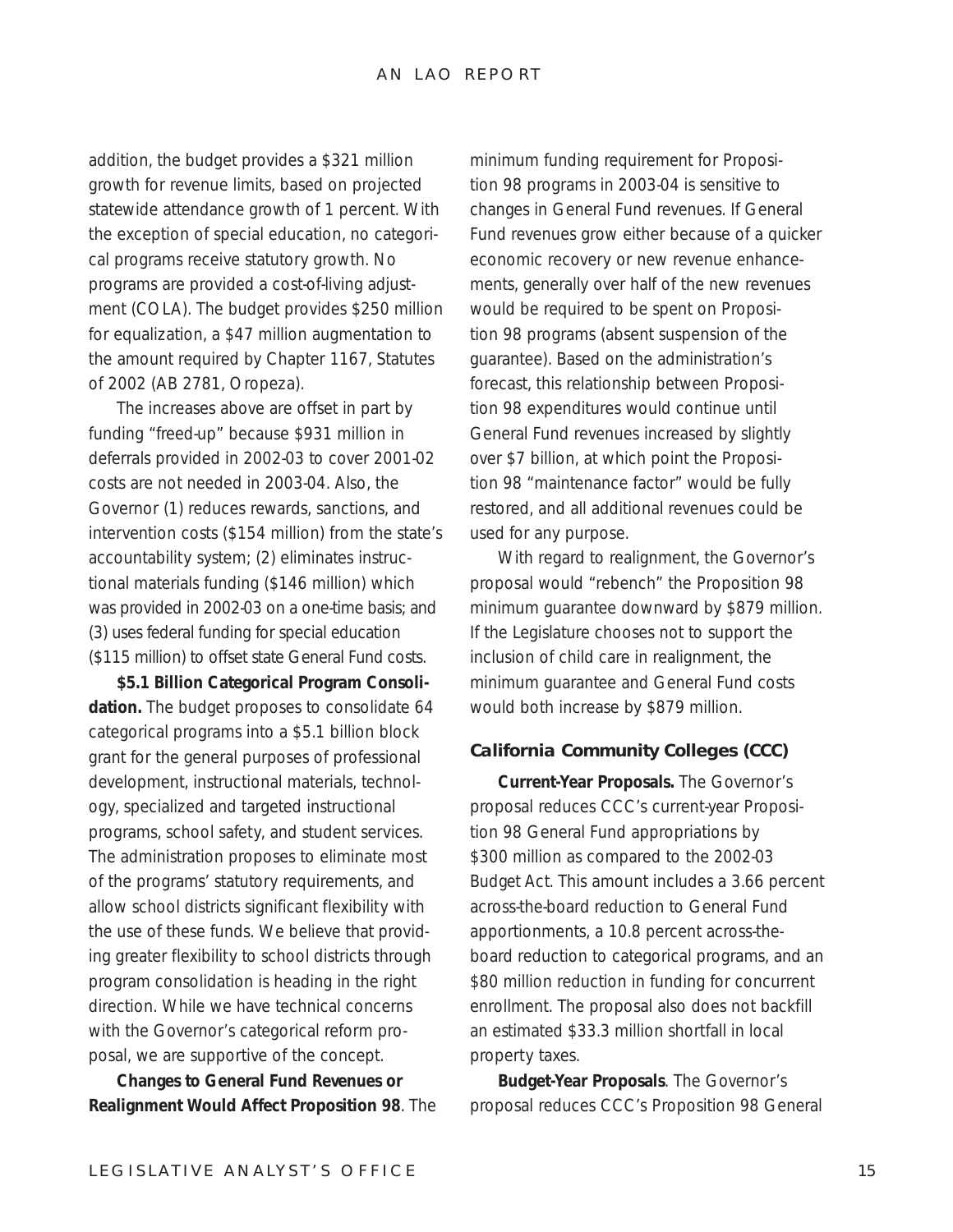addition, the budget provides a $321 million growth for revenue limits, based on projected statewide attendance growth of 1 percent. With the exception of special education, no categorical programs receive statutory growth. No programs are provided a cost-of-living adjustment (COLA). The budget provides $250 million for equalization, a $47 million augmentation to the amount required by Chapter 1167, Statutes of 2002 (AB 2781, Oropeza).

The increases above are offset in part by funding "freed-up" because $931 million in deferrals provided in 2002-03 to cover 2001-02 costs are not needed in 2003-04. Also, the Governor (1) reduces rewards, sanctions, and intervention costs ($154 million) from the state's accountability system; (2) eliminates instructional materials funding ($146 million) which was provided in 2002-03 on a one-time basis; and (3) uses federal funding for special education ($115 million) to offset state General Fund costs.

**$5.1 Billion Categorical Program Consolidation.** The budget proposes to consolidate 64 categorical programs into a $5.1 billion block grant for the general purposes of professional development, instructional materials, technology, specialized and targeted instructional programs, school safety, and student services. The administration proposes to eliminate most of the programs' statutory requirements, and allow school districts significant flexibility with the use of these funds. We believe that providing greater flexibility to school districts through program consolidation is heading in the right direction. While we have technical concerns with the Governor's categorical reform proposal, we are supportive of the concept.

**Changes to General Fund Revenues or Realignment Would Affect Proposition 98**. The minimum funding requirement for Proposition 98 programs in 2003-04 is sensitive to changes in General Fund revenues. If General Fund revenues grow either because of a quicker economic recovery or new revenue enhancements, generally over half of the new revenues would be required to be spent on Proposition 98 programs (absent suspension of the guarantee). Based on the administration's forecast, this relationship between Proposition 98 expenditures would continue until General Fund revenues increased by slightly over $7 billion, at which point the Proposition 98 "maintenance factor" would be fully restored, and all additional revenues could be used for any purpose.

With regard to realignment, the Governor's proposal would "rebench" the Proposition 98 minimum guarantee downward by $879 million. If the Legislature chooses not to support the inclusion of child care in realignment, the minimum guarantee and General Fund costs would both increase by $879 million.

### California Community Colleges (CCC)

**Current-Year Proposals.** The Governor's proposal reduces CCC's current-year Proposition 98 General Fund appropriations by $300 million as compared to the 2002-03 Budget Act. This amount includes a 3.66 percent across-the-board reduction to General Fund apportionments, a 10.8 percent across-the-board reduction to categorical programs, and an $80 million reduction in funding for concurrent enrollment. The proposal also does not backfill an estimated $33.3 million shortfall in local property taxes.

**Budget-Year Proposals**. The Governor's proposal reduces CCC's Proposition 98 General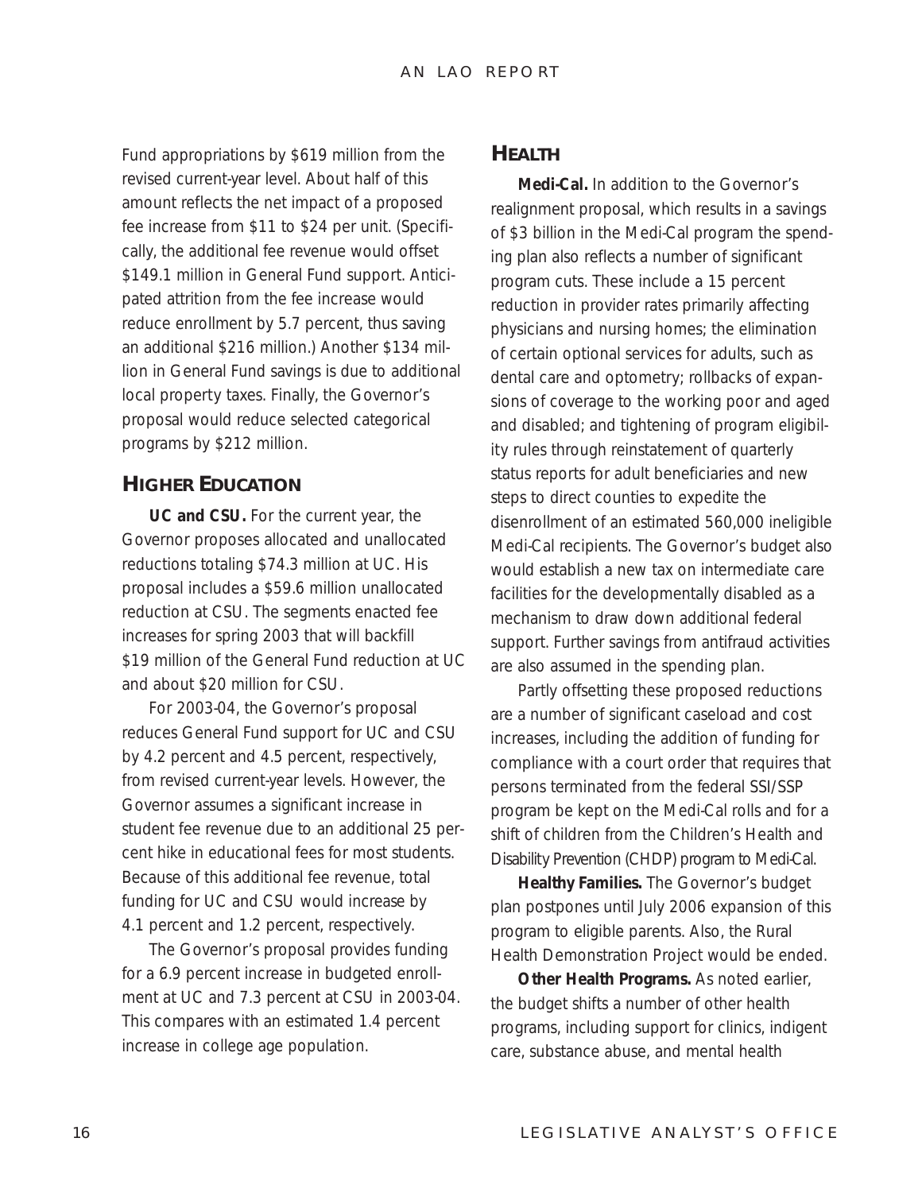Fund appropriations by $619 million from the revised current-year level. About half of this amount reflects the net impact of a proposed fee increase from $11 to $24 per unit. (Specifically, the additional fee revenue would offset $149.1 million in General Fund support. Anticipated attrition from the fee increase would reduce enrollment by 5.7 percent, thus saving an additional $216 million.) Another $134 million in General Fund savings is due to additional local property taxes. Finally, the Governor's proposal would reduce selected categorical programs by $212 million.

## HIGHER EDUCATION

**UC and CSU.** For the current year, the Governor proposes allocated and unallocated reductions totaling $74.3 million at UC. His proposal includes a $59.6 million unallocated reduction at CSU. The segments enacted fee increases for spring 2003 that will backfill $19 million of the General Fund reduction at UC and about $20 million for CSU.

For 2003-04, the Governor's proposal reduces General Fund support for UC and CSU by 4.2 percent and 4.5 percent, respectively, from revised current-year levels. However, the Governor assumes a significant increase in student fee revenue due to an additional 25 percent hike in educational fees for most students. Because of this additional fee revenue, total funding for UC and CSU would increase by 4.1 percent and 1.2 percent, respectively.

The Governor's proposal provides funding for a 6.9 percent increase in budgeted enrollment at UC and 7.3 percent at CSU in 2003-04. This compares with an estimated 1.4 percent increase in college age population.

## HEALTH

**Medi-Cal.** In addition to the Governor's realignment proposal, which results in a savings of $3 billion in the Medi-Cal program the spending plan also reflects a number of significant program cuts. These include a 15 percent reduction in provider rates primarily affecting physicians and nursing homes; the elimination of certain optional services for adults, such as dental care and optometry; rollbacks of expansions of coverage to the working poor and aged and disabled; and tightening of program eligibility rules through reinstatement of quarterly status reports for adult beneficiaries and new steps to direct counties to expedite the disenrollment of an estimated 560,000 ineligible Medi-Cal recipients. The Governor's budget also would establish a new tax on intermediate care facilities for the developmentally disabled as a mechanism to draw down additional federal support. Further savings from antifraud activities are also assumed in the spending plan.

Partly offsetting these proposed reductions are a number of significant caseload and cost increases, including the addition of funding for compliance with a court order that requires that persons terminated from the federal SSI/SSP program be kept on the Medi-Cal rolls and for a shift of children from the Children's Health and Disability Prevention (CHDP) program to Medi-Cal.

**Healthy Families.** The Governor's budget plan postpones until July 2006 expansion of this program to eligible parents. Also, the Rural Health Demonstration Project would be ended.

**Other Health Programs.** As noted earlier, the budget shifts a number of other health programs, including support for clinics, indigent care, substance abuse, and mental health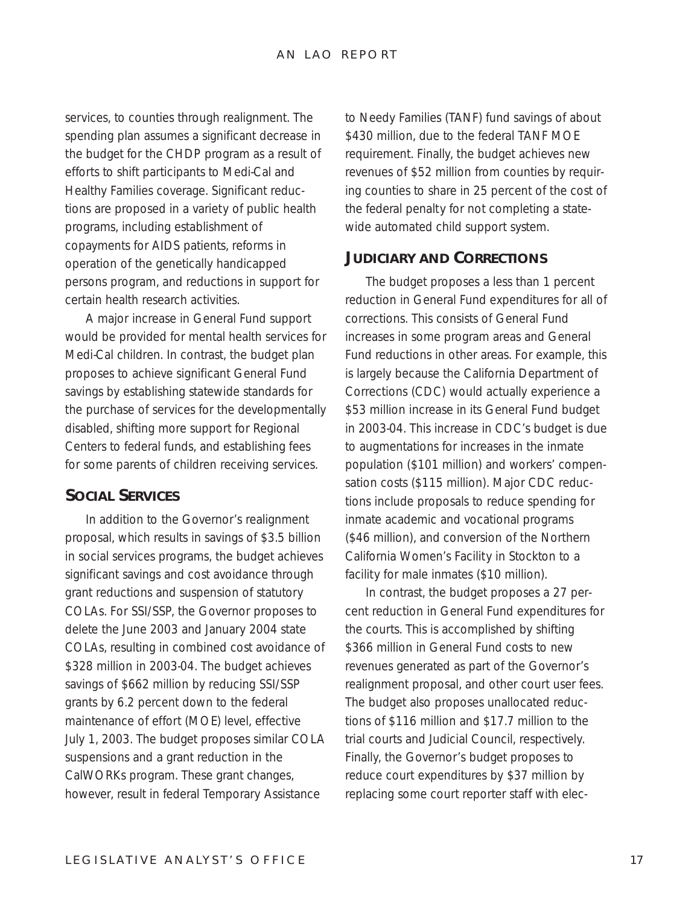services, to counties through realignment. The spending plan assumes a significant decrease in the budget for the CHDP program as a result of efforts to shift participants to Medi-Cal and Healthy Families coverage. Significant reductions are proposed in a variety of public health programs, including establishment of copayments for AIDS patients, reforms in operation of the genetically handicapped persons program, and reductions in support for certain health research activities.

A major increase in General Fund support would be provided for mental health services for Medi-Cal children. In contrast, the budget plan proposes to achieve significant General Fund savings by establishing statewide standards for the purchase of services for the developmentally disabled, shifting more support for Regional Centers to federal funds, and establishing fees for some parents of children receiving services.

## SOCIAL SERVICES

In addition to the Governor's realignment proposal, which results in savings of $3.5 billion in social services programs, the budget achieves significant savings and cost avoidance through grant reductions and suspension of statutory COLAs. For SSI/SSP, the Governor proposes to delete the June 2003 and January 2004 state COLAs, resulting in combined cost avoidance of $328 million in 2003-04. The budget achieves savings of $662 million by reducing SSI/SSP grants by 6.2 percent down to the federal maintenance of effort (MOE) level, effective July 1, 2003. The budget proposes similar COLA suspensions and a grant reduction in the CalWORKs program. These grant changes, however, result in federal Temporary Assistance to Needy Families (TANF) fund savings of about $430 million, due to the federal TANF MOE requirement. Finally, the budget achieves new revenues of $52 million from counties by requiring counties to share in 25 percent of the cost of the federal penalty for not completing a statewide automated child support system.

## JUDICIARY AND CORRECTIONS

The budget proposes a less than 1 percent reduction in General Fund expenditures for all of corrections. This consists of General Fund increases in some program areas and General Fund reductions in other areas. For example, this is largely because the California Department of Corrections (CDC) would actually experience a $53 million increase in its General Fund budget in 2003-04. This increase in CDC's budget is due to augmentations for increases in the inmate population ($101 million) and workers' compensation costs ($115 million). Major CDC reductions include proposals to reduce spending for inmate academic and vocational programs ($46 million), and conversion of the Northern California Women's Facility in Stockton to a facility for male inmates ($10 million).

In contrast, the budget proposes a 27 percent reduction in General Fund expenditures for the courts. This is accomplished by shifting $366 million in General Fund costs to new revenues generated as part of the Governor's realignment proposal, and other court user fees. The budget also proposes unallocated reductions of $116 million and $17.7 million to the trial courts and Judicial Council, respectively. Finally, the Governor's budget proposes to reduce court expenditures by $37 million by replacing some court reporter staff with elec-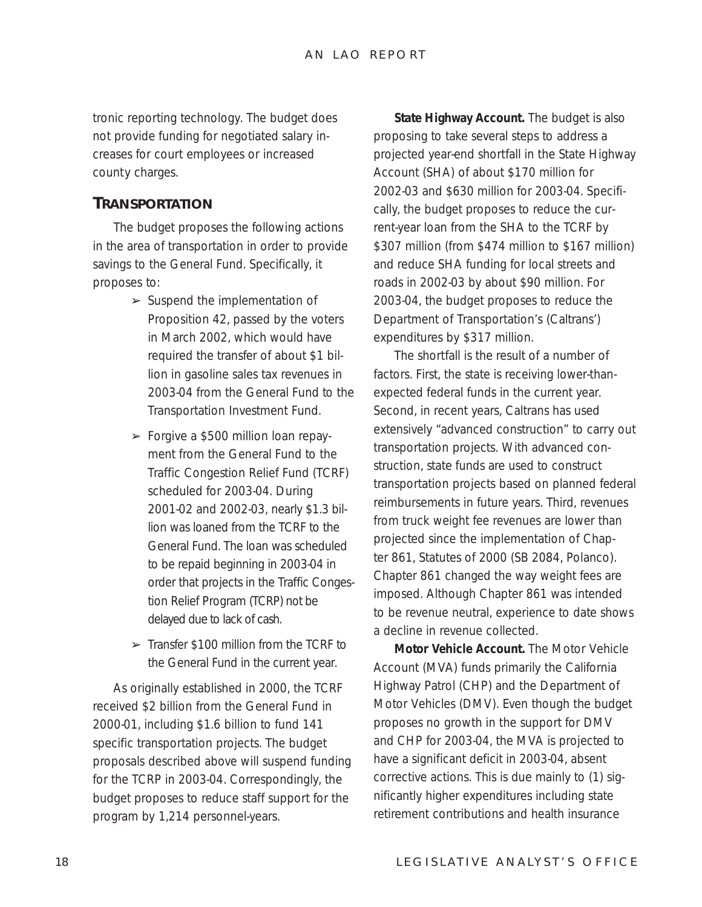tronic reporting technology. The budget does not provide funding for negotiated salary increases for court employees or increased county charges.

## TRANSPORTATION

The budget proposes the following actions in the area of transportation in order to provide savings to the General Fund. Specifically, it proposes to:

- Suspend the implementation of Proposition 42, passed by the voters in March 2002, which would have required the transfer of about $1 billion in gasoline sales tax revenues in 2003-04 from the General Fund to the Transportation Investment Fund.
- Forgive a $500 million loan repayment from the General Fund to the Traffic Congestion Relief Fund (TCRF) scheduled for 2003-04. During 2001-02 and 2002-03, nearly $1.3 billion was loaned from the TCRF to the General Fund. The loan was scheduled to be repaid beginning in 2003-04 in order that projects in the Traffic Congestion Relief Program (TCRP) not be delayed due to lack of cash.
- Transfer $100 million from the TCRF to the General Fund in the current year.

As originally established in 2000, the TCRF received $2 billion from the General Fund in 2000-01, including $1.6 billion to fund 141 specific transportation projects. The budget proposals described above will suspend funding for the TCRP in 2003-04. Correspondingly, the budget proposes to reduce staff support for the program by 1,214 personnel-years.

**State Highway Account.** The budget is also proposing to take several steps to address a projected year-end shortfall in the State Highway Account (SHA) of about $170 million for 2002-03 and $630 million for 2003-04. Specifically, the budget proposes to reduce the current-year loan from the SHA to the TCRF by $307 million (from $474 million to $167 million) and reduce SHA funding for local streets and roads in 2002-03 by about $90 million. For 2003-04, the budget proposes to reduce the Department of Transportation's (Caltrans') expenditures by $317 million.

The shortfall is the result of a number of factors. First, the state is receiving lower-than-expected federal funds in the current year. Second, in recent years, Caltrans has used extensively "advanced construction" to carry out transportation projects. With advanced construction, state funds are used to construct transportation projects based on planned federal reimbursements in future years. Third, revenues from truck weight fee revenues are lower than projected since the implementation of Chapter 861, Statutes of 2000 (SB 2084, Polanco). Chapter 861 changed the way weight fees are imposed. Although Chapter 861 was intended to be revenue neutral, experience to date shows a decline in revenue collected.

**Motor Vehicle Account.** The Motor Vehicle Account (MVA) funds primarily the California Highway Patrol (CHP) and the Department of Motor Vehicles (DMV). Even though the budget proposes no growth in the support for DMV and CHP for 2003-04, the MVA is projected to have a significant deficit in 2003-04, absent corrective actions. This is due mainly to (1) significantly higher expenditures including state retirement contributions and health insurance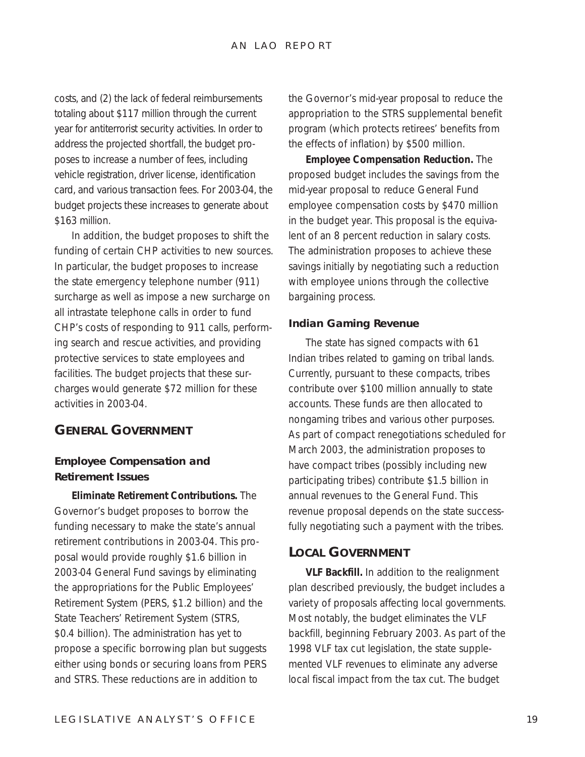costs, and (2) the lack of federal reimbursements totaling about $117 million through the current year for antiterrorist security activities. In order to address the projected shortfall, the budget proposes to increase a number of fees, including vehicle registration, driver license, identification card, and various transaction fees. For 2003-04, the budget projects these increases to generate about $163 million.

In addition, the budget proposes to shift the funding of certain CHP activities to new sources. In particular, the budget proposes to increase the state emergency telephone number (911) surcharge as well as impose a new surcharge on all intrastate telephone calls in order to fund CHP's costs of responding to 911 calls, performing search and rescue activities, and providing protective services to state employees and facilities. The budget projects that these surcharges would generate $72 million for these activities in 2003-04.

## GENERAL GOVERNMENT

### Employee Compensation and Retirement Issues

**Eliminate Retirement Contributions.** The Governor's budget proposes to borrow the funding necessary to make the state's annual retirement contributions in 2003-04. This proposal would provide roughly $1.6 billion in 2003-04 General Fund savings by eliminating the appropriations for the Public Employees' Retirement System (PERS, $1.2 billion) and the State Teachers' Retirement System (STRS, $0.4 billion). The administration has yet to propose a specific borrowing plan but suggests either using bonds or securing loans from PERS and STRS. These reductions are in addition to the Governor's mid-year proposal to reduce the appropriation to the STRS supplemental benefit program (which protects retirees' benefits from the effects of inflation) by $500 million.

**Employee Compensation Reduction.** The proposed budget includes the savings from the mid-year proposal to reduce General Fund employee compensation costs by $470 million in the budget year. This proposal is the equivalent of an 8 percent reduction in salary costs. The administration proposes to achieve these savings initially by negotiating such a reduction with employee unions through the collective bargaining process.

### Indian Gaming Revenue

The state has signed compacts with 61 Indian tribes related to gaming on tribal lands. Currently, pursuant to these compacts, tribes contribute over $100 million annually to state accounts. These funds are then allocated to nongaming tribes and various other purposes. As part of compact renegotiations scheduled for March 2003, the administration proposes to have compact tribes (possibly including new participating tribes) contribute $1.5 billion in annual revenues to the General Fund. This revenue proposal depends on the state successfully negotiating such a payment with the tribes.

## LOCAL GOVERNMENT

**VLF Backfill.** In addition to the realignment plan described previously, the budget includes a variety of proposals affecting local governments. Most notably, the budget eliminates the VLF backfill, beginning February 2003. As part of the 1998 VLF tax cut legislation, the state supplemented VLF revenues to eliminate any adverse local fiscal impact from the tax cut. The budget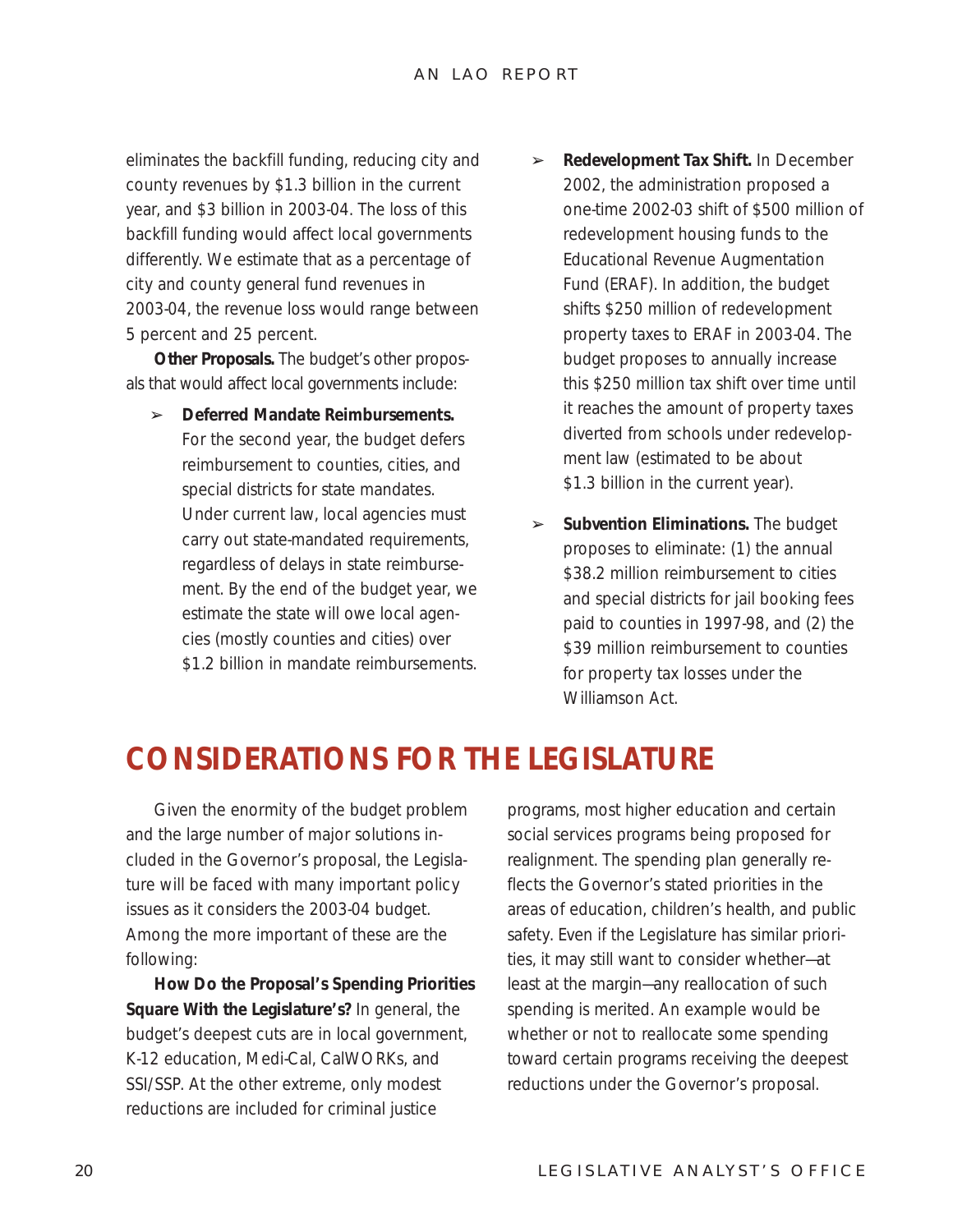eliminates the backfill funding, reducing city and county revenues by $1.3 billion in the current year, and $3 billion in 2003-04. The loss of this backfill funding would affect local governments differently. We estimate that as a percentage of city and county general fund revenues in 2003-04, the revenue loss would range between 5 percent and 25 percent.

**Other Proposals.** The budget's other proposals that would affect local governments include:

- **Deferred Mandate Reimbursements.** For the second year, the budget defers reimbursement to counties, cities, and special districts for state mandates. Under current law, local agencies must carry out state-mandated requirements, regardless of delays in state reimbursement. By the end of the budget year, we estimate the state will owe local agencies (mostly counties and cities) over $1.2 billion in mandate reimbursements.

- **Redevelopment Tax Shift.** In December 2002, the administration proposed a one-time 2002-03 shift of $500 million of redevelopment housing funds to the Educational Revenue Augmentation Fund (ERAF). In addition, the budget shifts $250 million of redevelopment property taxes to ERAF in 2003-04. The budget proposes to annually increase this $250 million tax shift over time until it reaches the amount of property taxes diverted from schools under redevelopment law (estimated to be about $1.3 billion in the current year).

- **Subvention Eliminations.** The budget proposes to eliminate: (1) the annual $38.2 million reimbursement to cities and special districts for jail booking fees paid to counties in 1997-98, and (2) the $39 million reimbursement to counties for property tax losses under the Williamson Act.

## CONSIDERATIONS FOR THE LEGISLATURE

Given the enormity of the budget problem and the large number of major solutions included in the Governor's proposal, the Legislature will be faced with many important policy issues as it considers the 2003-04 budget. Among the more important of these are the following:

**How Do the Proposal's Spending Priorities Square With the Legislature's?** In general, the budget's deepest cuts are in local government, K-12 education, Medi-Cal, CalWORKs, and SSI/SSP. At the other extreme, only modest reductions are included for criminal justice programs, most higher education and certain social services programs being proposed for realignment. The spending plan generally reflects the Governor's stated priorities in the areas of education, children's health, and public safety. Even if the Legislature has similar priorities, it may still want to consider whether—at least at the margin—any reallocation of such spending is merited. An example would be whether or not to reallocate some spending toward certain programs receiving the deepest reductions under the Governor's proposal.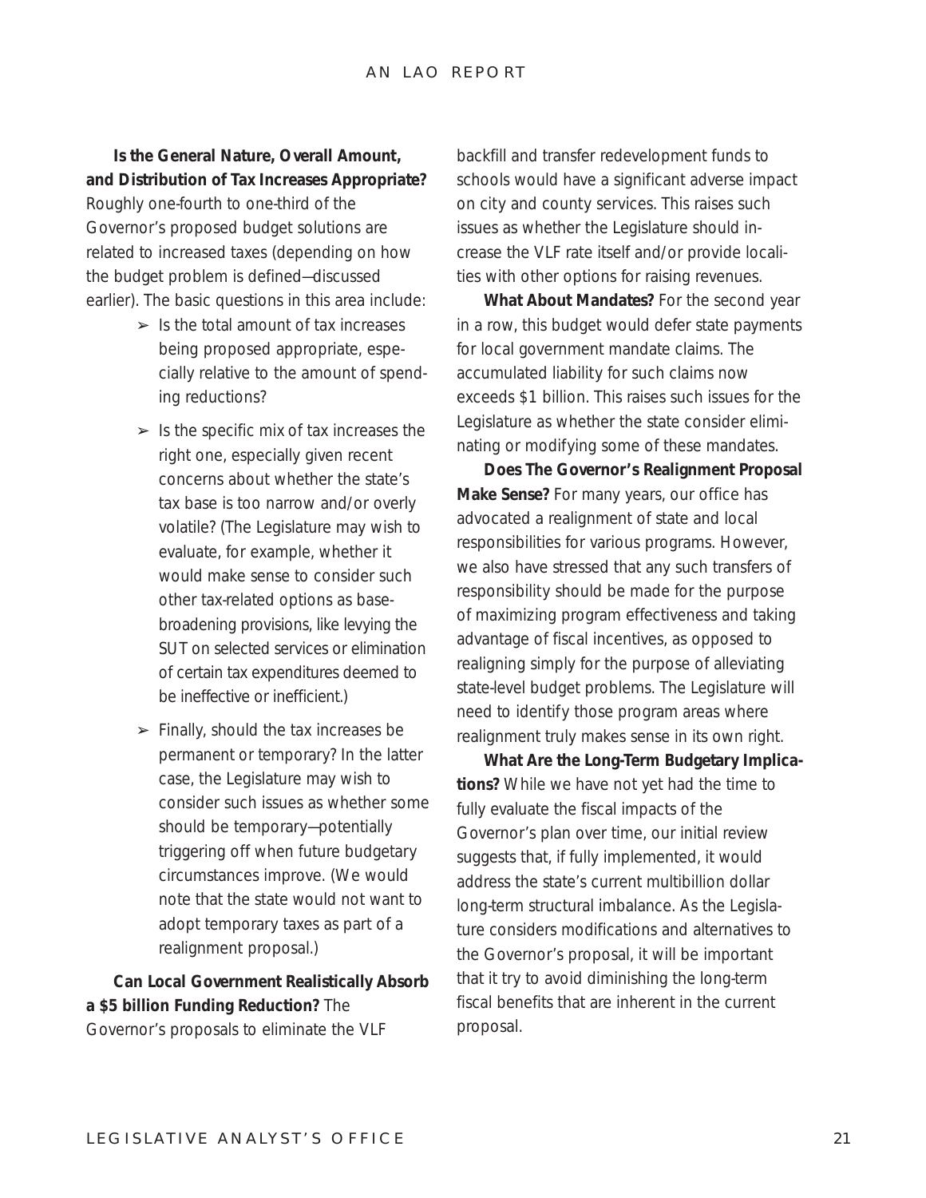**Is the General Nature, Overall Amount, and Distribution of Tax Increases Appropriate?** Roughly one-fourth to one-third of the Governor's proposed budget solutions are related to increased taxes (depending on how the budget problem is defined—discussed earlier). The basic questions in this area include:

- Is the total amount of tax increases being proposed appropriate, especially relative to the amount of spending reductions?
- Is the specific mix of tax increases the right one, especially given recent concerns about whether the state's tax base is too narrow and/or overly volatile? (The Legislature may wish to evaluate, for example, whether it would make sense to consider such other tax-related options as base-broadening provisions, like levying the SUT on selected services or elimination of certain tax expenditures deemed to be ineffective or inefficient.)
- Finally, should the tax increases be permanent or temporary? In the latter case, the Legislature may wish to consider such issues as whether some should be temporary—potentially triggering off when future budgetary circumstances improve. (We would note that the state would not want to adopt temporary taxes as part of a realignment proposal.)

**Can Local Government Realistically Absorb a $5 billion Funding Reduction?** The Governor's proposals to eliminate the VLF backfill and transfer redevelopment funds to schools would have a significant adverse impact on city and county services. This raises such issues as whether the Legislature should increase the VLF rate itself and/or provide localities with other options for raising revenues.

**What About Mandates?** For the second year in a row, this budget would defer state payments for local government mandate claims. The accumulated liability for such claims now exceeds $1 billion. This raises such issues for the Legislature as whether the state consider eliminating or modifying some of these mandates.

**Does The Governor's Realignment Proposal Make Sense?** For many years, our office has advocated a realignment of state and local responsibilities for various programs. However, we also have stressed that any such transfers of responsibility should be made for the purpose of maximizing program effectiveness and taking advantage of fiscal incentives, as opposed to realigning simply for the purpose of alleviating state-level budget problems. The Legislature will need to identify those program areas where realignment truly makes sense in its own right.

**What Are the Long-Term Budgetary Implications?** While we have not yet had the time to fully evaluate the fiscal impacts of the Governor's plan over time, our initial review suggests that, if fully implemented, it would address the state's current multibillion dollar long-term structural imbalance. As the Legislature considers modifications and alternatives to the Governor's proposal, it will be important that it try to avoid diminishing the long-term fiscal benefits that are inherent in the current proposal.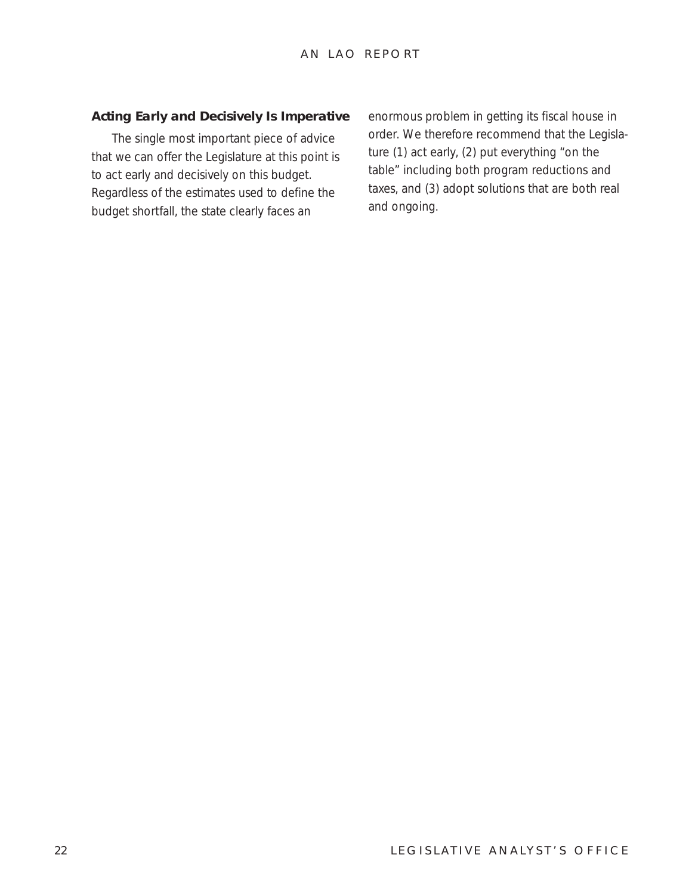### Acting Early and Decisively Is Imperative

The single most important piece of advice that we can offer the Legislature at this point is to act early and decisively on this budget. Regardless of the estimates used to define the budget shortfall, the state clearly faces an enormous problem in getting its fiscal house in order. We therefore recommend that the Legislature (1) act early, (2) put everything "on the table" including both program reductions and taxes, and (3) adopt solutions that are both real and ongoing.